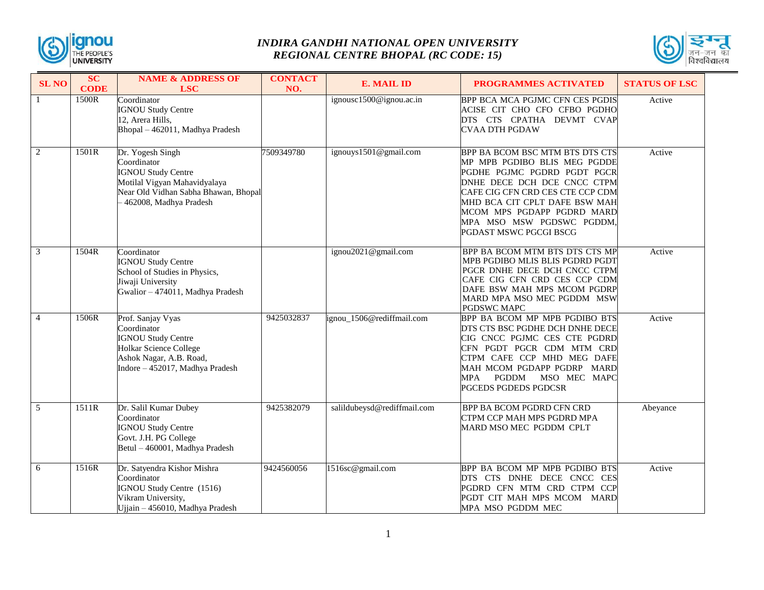# *INDIRA GANDHI NATIONAL OPEN UNIVERSITY*
## *REGIONAL CENTRE BHOPAL (RC CODE: 15)*

| SL NO | SC CODE | NAME & ADDRESS OF LSC | CONTACT NO. | E. MAIL ID | PROGRAMMES ACTIVATED | STATUS OF LSC |
|---|---|---|---|---|---|---|
| 1 | 1500R | Coordinator<br>IGNOU Study Centre<br>12, Arera Hills,<br>Bhopal – 462011, Madhya Pradesh | | ignousc1500@ignou.ac.in | BPP BCA MCA PGJMC CFN CES PGDIS ACISE CIT CHO CFO CFBO PGDHO DTS CTS CPATHA DEVMT CVAP CVAA DTH PGDAW | Active |
| 2 | 1501R | Dr. Yogesh Singh<br>Coordinator<br>IGNOU Study Centre<br>Motilal Vigyan Mahavidyalaya<br>Near Old Vidhan Sabha Bhawan, Bhopal – 462008, Madhya Pradesh | 7509349780 | ignouys1501@gmail.com | BPP BA BCOM BSC MTM BTS DTS CTS MP MPB PGDIBO BLIS MEG PGDDE PGDHE PGJMC PGDRD PGDT PGCR DNHE DECE DCH DCE CNCC CTPM CAFE CIG CFN CRD CES CTE CCP CDM MHD BCA CIT CPLT DAFE BSW MAH MCOM MPS PGDAPP PGDRD MARD MPA MSO MSW PGDSWC PGDDM, PGDAST MSWC PGCGI BSCG | Active |
| 3 | 1504R | Coordinator<br>IGNOU Study Centre<br>School of Studies in Physics,<br>Jiwaji University<br>Gwalior – 474011, Madhya Pradesh | | ignou2021@gmail.com | BPP BA BCOM MTM BTS DTS CTS MP MPB PGDIBO MLIS BLIS PGDRD PGDT PGCR DNHE DECE DCH CNCC CTPM CAFE CIG CFN CRD CES CCP CDM DAFE BSW MAH MPS MCOM PGDRP MARD MPA MSO MEC PGDDM MSW PGDSWC MAPC | Active |
| 4 | 1506R | Prof. Sanjay Vyas<br>Coordinator<br>IGNOU Study Centre<br>Holkar Science College<br>Ashok Nagar, A.B. Road,<br>Indore – 452017, Madhya Pradesh | 9425032837 | ignou_1506@rediffmail.com | BPP BA BCOM MP MPB PGDIBO BTS DTS CTS BSC PGDHE DCH DNHE DECE CIG CNCC PGJMC CES CTE PGDRD CFN PGDT PGCR CDM MTM CRD CTPM CAFE CCP MHD MEG DAFE MAH MCOM PGDAPP PGDRP MARD MPA PGDDM MSO MEC MAPC PGCEDS PGDEDS PGDCSR | Active |
| 5 | 1511R | Dr. Salil Kumar Dubey<br>Coordinator<br>IGNOU Study Centre<br>Govt. J.H. PG College<br>Betul – 460001, Madhya Pradesh | 9425382079 | salildubeysd@rediffmail.com | BPP BA BCOM PGDRD CFN CRD CTPM CCP MAH MPS PGDRD MPA MARD MSO MEC PGDDM CPLT | Abeyance |
| 6 | 1516R | Dr. Satyendra Kishor Mishra<br>Coordinator<br>IGNOU Study Centre (1516)<br>Vikram University,<br>Ujjain – 456010, Madhya Pradesh | 9424560056 | 1516sc@gmail.com | BPP BA BCOM MP MPB PGDIBO BTS DTS CTS DNHE DECE CNCC CES PGDRD CFN MTM CRD CTPM CCP PGDT CIT MAH MPS MCOM MARD MPA MSO PGDDM MEC | Active |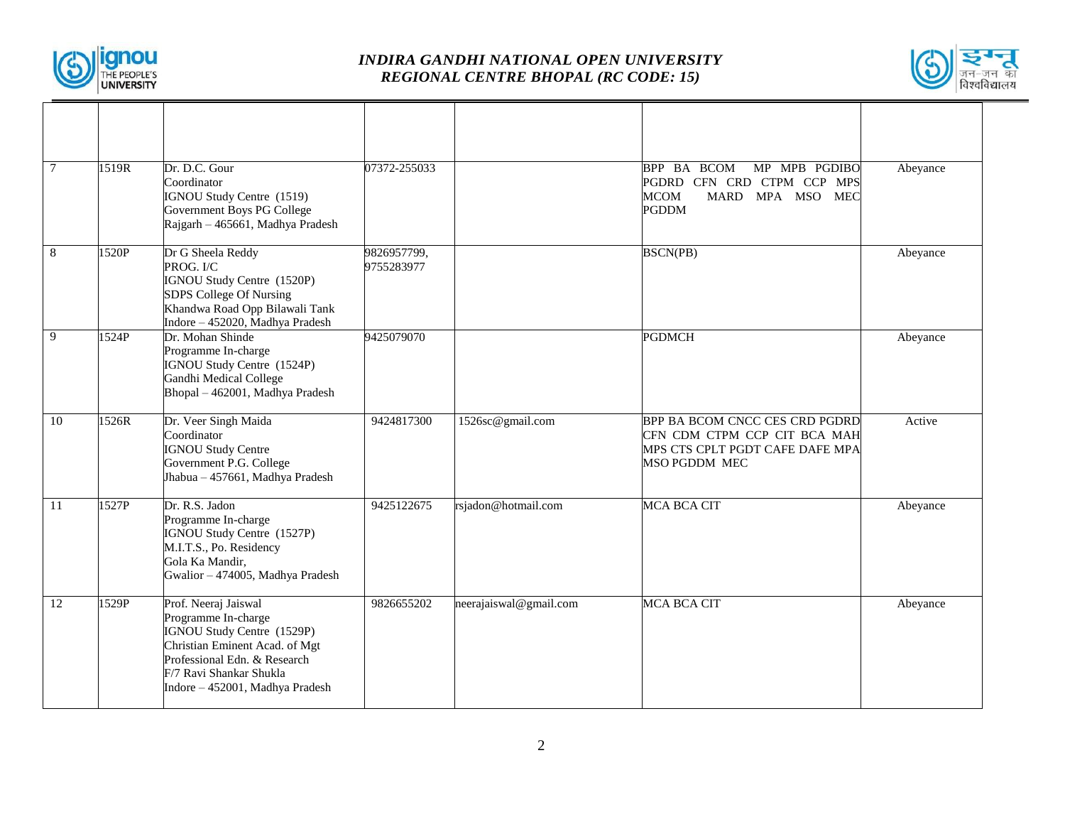| | | | | | | |
|---|---|---|---|---|---|---|
| 7 | 1519R | Dr. D.C. Gour<br>Coordinator<br>IGNOU Study Centre (1519)<br>Government Boys PG College<br>Rajgarh – 465661, Madhya Pradesh | 07372-255033 | | BPP BA BCOM MP MPB PGDIBO PGDRD CFN CRD CTPM CCP MPS MCOM MARD MPA MSO MEC PGDDM | Abeyance |
| 8 | 1520P | Dr G Sheela Reddy<br>PROG. I/C<br>IGNOU Study Centre (1520P)<br>SDPS College Of Nursing<br>Khandwa Road Opp Bilawali Tank<br>Indore – 452020, Madhya Pradesh | 9826957799,<br>9755283977 | | BSCN(PB) | Abeyance |
| 9 | 1524P | Dr. Mohan Shinde<br>Programme In-charge<br>IGNOU Study Centre (1524P)<br>Gandhi Medical College<br>Bhopal – 462001, Madhya Pradesh | 9425079070 | | PGDMCH | Abeyance |
| 10 | 1526R | Dr. Veer Singh Maida<br>Coordinator<br>IGNOU Study Centre<br>Government P.G. College<br>Jhabua – 457661, Madhya Pradesh | 9424817300 | 1526sc@gmail.com | BPP BA BCOM CNCC CES CRD PGDRD CFN CDM CTPM CCP CIT BCA MAH MPS CTS CPLT PGDT CAFE DAFE MPA MSO PGDDM MEC | Active |
| 11 | 1527P | Dr. R.S. Jadon<br>Programme In-charge<br>IGNOU Study Centre (1527P)<br>M.I.T.S., Po. Residency<br>Gola Ka Mandir,<br>Gwalior – 474005, Madhya Pradesh | 9425122675 | rsjadon@hotmail.com | MCA BCA CIT | Abeyance |
| 12 | 1529P | Prof. Neeraj Jaiswal<br>Programme In-charge<br>IGNOU Study Centre (1529P)<br>Christian Eminent Acad. of Mgt<br>Professional Edn. & Research<br>F/7 Ravi Shankar Shukla<br>Indore – 452001, Madhya Pradesh | 9826655202 | neerajaiswal@gmail.com | MCA BCA CIT | Abeyance |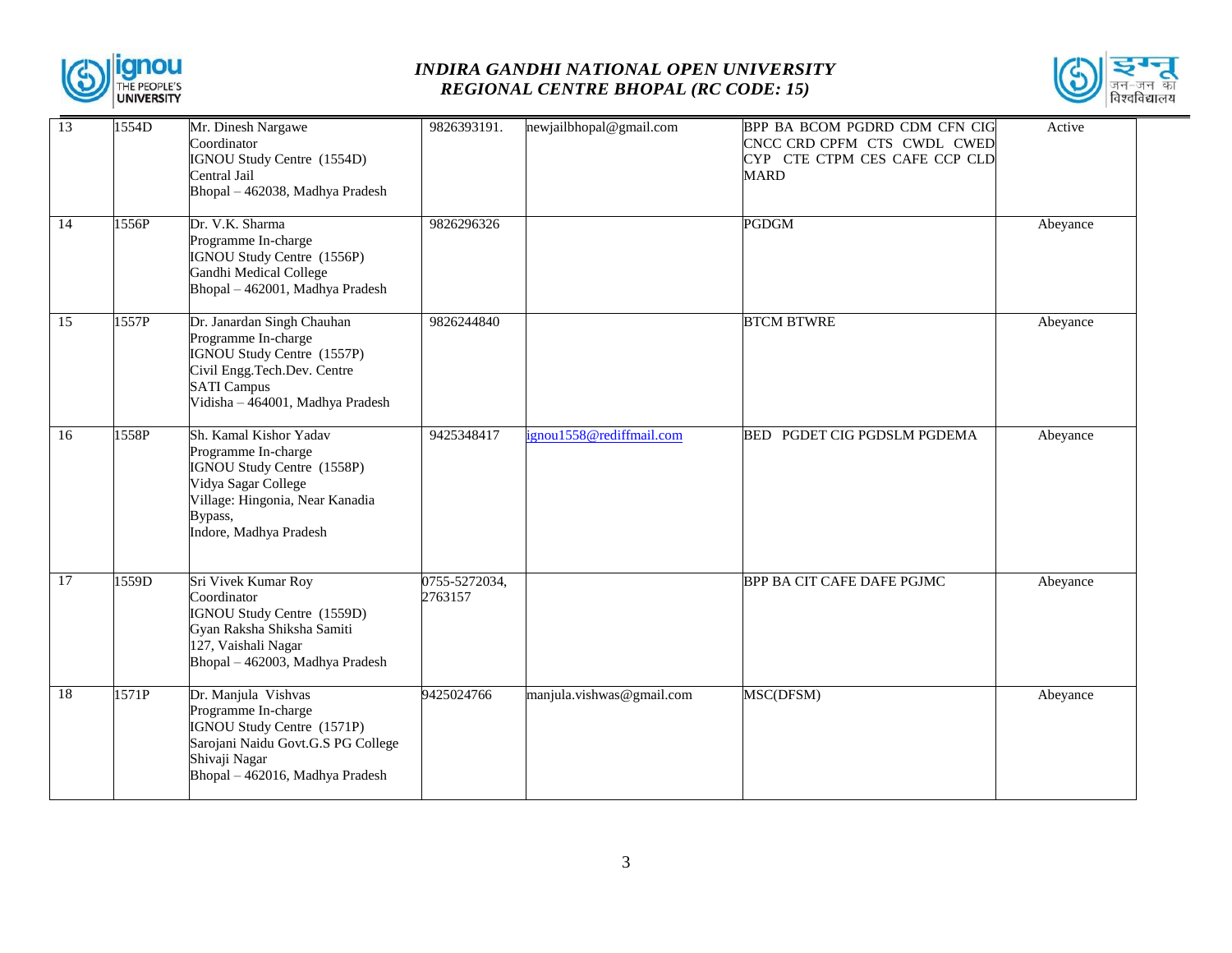# INDIRA GANDHI NATIONAL OPEN UNIVERSITY
## REGIONAL CENTRE BHOPAL (RC CODE: 15)

| | | | | | | |
|---|---|---|---|---|---|---|
| 13 | 1554D | Mr. Dinesh Nargawe<br>Coordinator<br>IGNOU Study Centre (1554D)<br>Central Jail<br>Bhopal – 462038, Madhya Pradesh | 9826393191. | newjailbhopal@gmail.com | BPP BA BCOM PGDRD CDM CFN CIG CNCC CRD CPFM CTS CWDL CWED CYP CTE CTPM CES CAFE CCP CLD MARD | Active |
| 14 | 1556P | Dr. V.K. Sharma<br>Programme In-charge<br>IGNOU Study Centre (1556P)<br>Gandhi Medical College<br>Bhopal – 462001, Madhya Pradesh | 9826296326 | | PGDGM | Abeyance |
| 15 | 1557P | Dr. Janardan Singh Chauhan<br>Programme In-charge<br>IGNOU Study Centre (1557P)<br>Civil Engg.Tech.Dev. Centre<br>SATI Campus<br>Vidisha – 464001, Madhya Pradesh | 9826244840 | | BTCM BTWRE | Abeyance |
| 16 | 1558P | Sh. Kamal Kishor Yadav<br>Programme In-charge<br>IGNOU Study Centre (1558P)<br>Vidya Sagar College<br>Village: Hingonia, Near Kanadia Bypass,<br>Indore, Madhya Pradesh | 9425348417 | ignou1558@rediffmail.com | BED PGDET CIG PGDSLM PGDEMA | Abeyance |
| 17 | 1559D | Sri Vivek Kumar Roy<br>Coordinator<br>IGNOU Study Centre (1559D)<br>Gyan Raksha Shiksha Samiti<br>127, Vaishali Nagar<br>Bhopal – 462003, Madhya Pradesh | 0755-5272034, 2763157 | | BPP BA CIT CAFE DAFE PGJMC | Abeyance |
| 18 | 1571P | Dr. Manjula Vishvas<br>Programme In-charge<br>IGNOU Study Centre (1571P)<br>Sarojani Naidu Govt.G.S PG College<br>Shivaji Nagar<br>Bhopal – 462016, Madhya Pradesh | 9425024766 | manjula.vishwas@gmail.com | MSC(DFSM) | Abeyance |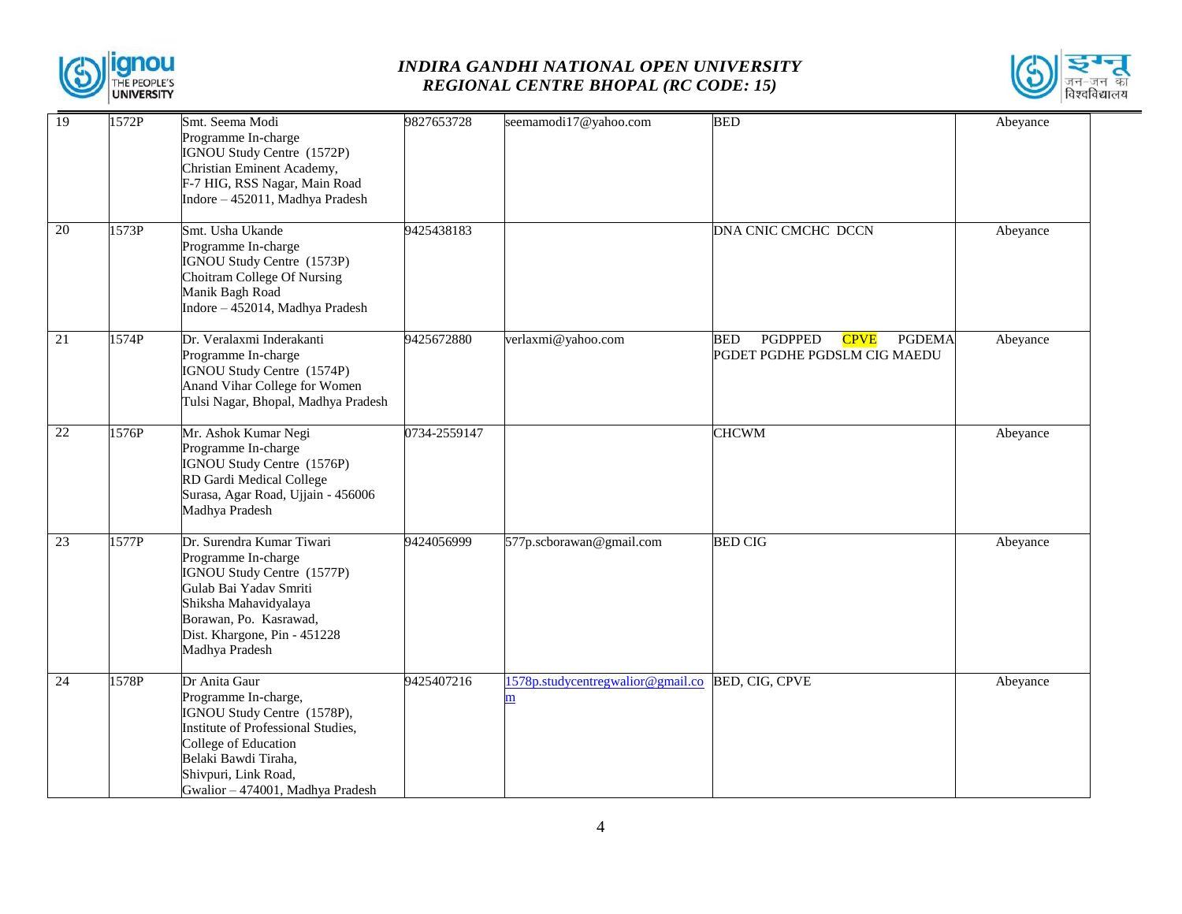# INDIRA GANDHI NATIONAL OPEN UNIVERSITY
## REGIONAL CENTRE BHOPAL (RC CODE: 15)

| | | | | | | |
|---|---|---|---|---|---|---|
| 19 | 1572P | Smt. Seema Modi<br>Programme In-charge<br>IGNOU Study Centre (1572P)<br>Christian Eminent Academy,<br>F-7 HIG, RSS Nagar, Main Road<br>Indore – 452011, Madhya Pradesh | 9827653728 | seemamodi17@yahoo.com | BED | Abeyance |
| 20 | 1573P | Smt. Usha Ukande<br>Programme In-charge<br>IGNOU Study Centre (1573P)<br>Choitram College Of Nursing<br>Manik Bagh Road<br>Indore – 452014, Madhya Pradesh | 9425438183 | | DNA CNIC CMCHC DCCN | Abeyance |
| 21 | 1574P | Dr. Veralaxmi Inderakanti<br>Programme In-charge<br>IGNOU Study Centre (1574P)<br>Anand Vihar College for Women<br>Tulsi Nagar, Bhopal, Madhya Pradesh | 9425672880 | verlaxmi@yahoo.com | BED PGDPPED CPVE PGDEMA PGDET PGDHE PGDSLM CIG MAEDU | Abeyance |
| 22 | 1576P | Mr. Ashok Kumar Negi<br>Programme In-charge<br>IGNOU Study Centre (1576P)<br>RD Gardi Medical College<br>Surasa, Agar Road, Ujjain - 456006<br>Madhya Pradesh | 0734-2559147 | | CHCWM | Abeyance |
| 23 | 1577P | Dr. Surendra Kumar Tiwari<br>Programme In-charge<br>IGNOU Study Centre (1577P)<br>Gulab Bai Yadav Smriti<br>Shiksha Mahavidyalaya<br>Borawan, Po. Kasrawad,<br>Dist. Khargone, Pin - 451228<br>Madhya Pradesh | 9424056999 | 577p.scborawan@gmail.com | BED CIG | Abeyance |
| 24 | 1578P | Dr Anita Gaur<br>Programme In-charge,<br>IGNOU Study Centre (1578P),<br>Institute of Professional Studies,<br>College of Education<br>Belaki Bawdi Tiraha,<br>Shivpuri, Link Road,<br>Gwalior – 474001, Madhya Pradesh | 9425407216 | 1578p.studycentregwalior@gmail.com | BED, CIG, CPVE | Abeyance |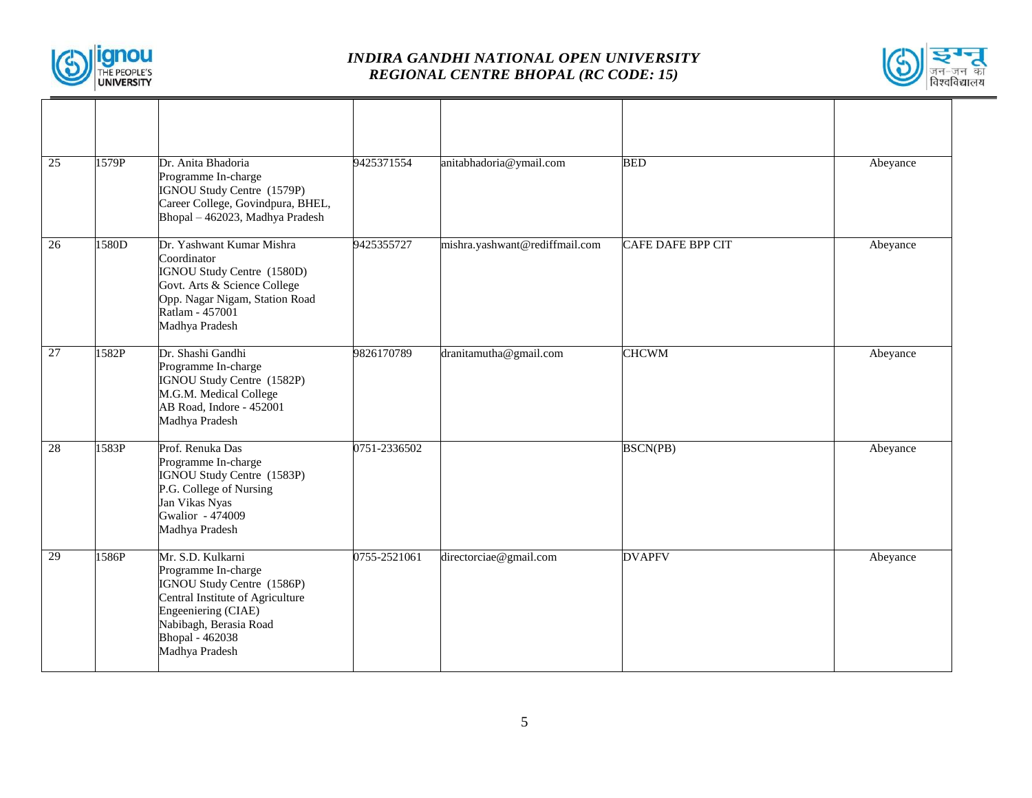| | | | | | | |
|---|---|---|---|---|---|---|
| 25 | 1579P | Dr. Anita Bhadoria<br>Programme In-charge<br>IGNOU Study Centre (1579P)<br>Career College, Govindpura, BHEL,<br>Bhopal – 462023, Madhya Pradesh | 9425371554 | anitabhadoria@ymail.com | BED | Abeyance |
| 26 | 1580D | Dr. Yashwant Kumar Mishra<br>Coordinator<br>IGNOU Study Centre (1580D)<br>Govt. Arts & Science College<br>Opp. Nagar Nigam, Station Road<br>Ratlam - 457001<br>Madhya Pradesh | 9425355727 | mishra.yashwant@rediffmail.com | CAFE DAFE BPP CIT | Abeyance |
| 27 | 1582P | Dr. Shashi Gandhi<br>Programme In-charge<br>IGNOU Study Centre (1582P)<br>M.G.M. Medical College<br>AB Road, Indore - 452001<br>Madhya Pradesh | 9826170789 | dranitamutha@gmail.com | CHCWM | Abeyance |
| 28 | 1583P | Prof. Renuka Das<br>Programme In-charge<br>IGNOU Study Centre (1583P)<br>P.G. College of Nursing<br>Jan Vikas Nyas<br>Gwalior - 474009<br>Madhya Pradesh | 0751-2336502 | | BSCN(PB) | Abeyance |
| 29 | 1586P | Mr. S.D. Kulkarni<br>Programme In-charge<br>IGNOU Study Centre (1586P)<br>Central Institute of Agriculture<br>Engeeniering (CIAE)<br>Nabibagh, Berasia Road<br>Bhopal - 462038<br>Madhya Pradesh | 0755-2521061 | directorciae@gmail.com | DVAPFV | Abeyance |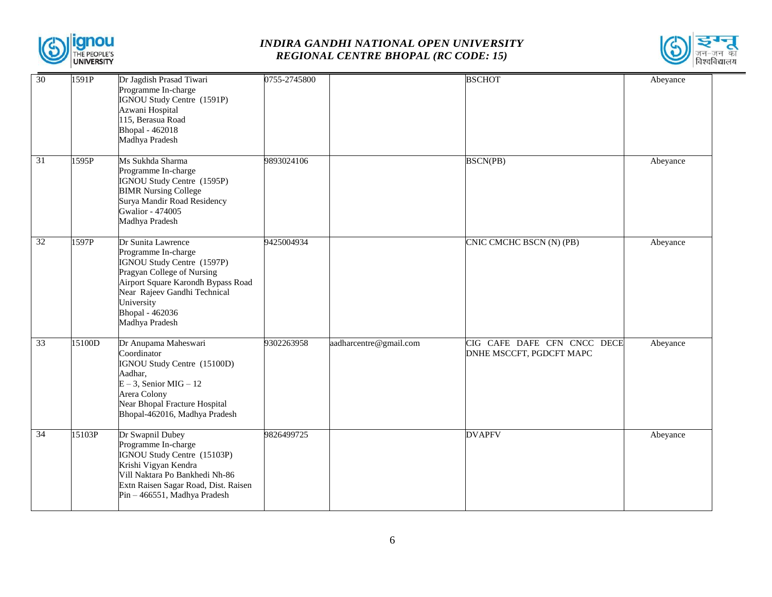| 30 | 1591P | Dr Jagdish Prasad Tiwari<br>Programme In-charge<br>IGNOU Study Centre (1591P)<br>Azwani Hospital<br>115, Berasua Road<br>Bhopal - 462018<br>Madhya Pradesh | 0755-2745800 | | BSCHOT | Abeyance |
|---|---|---|---|---|---|---|
| 31 | 1595P | Ms Sukhda Sharma<br>Programme In-charge<br>IGNOU Study Centre (1595P)<br>BIMR Nursing College<br>Surya Mandir Road Residency<br>Gwalior - 474005<br>Madhya Pradesh | 9893024106 | | BSCN(PB) | Abeyance |
| 32 | 1597P | Dr Sunita Lawrence<br>Programme In-charge<br>IGNOU Study Centre (1597P)<br>Pragyan College of Nursing<br>Airport Square Karondh Bypass Road<br>Near Rajeev Gandhi Technical University<br>Bhopal - 462036<br>Madhya Pradesh | 9425004934 | | CNIC CMCHC BSCN (N) (PB) | Abeyance |
| 33 | 15100D | Dr Anupama Maheswari<br>Coordinator<br>IGNOU Study Centre (15100D)<br>Aadhar,<br>E – 3, Senior MIG – 12<br>Arera Colony<br>Near Bhopal Fracture Hospital<br>Bhopal-462016, Madhya Pradesh | 9302263958 | aadharcentre@gmail.com | CIG CAFE DAFE CFN CNCC DECE DNHE MSCCFT, PGDCFT MAPC | Abeyance |
| 34 | 15103P | Dr Swapnil Dubey<br>Programme In-charge<br>IGNOU Study Centre (15103P)<br>Krishi Vigyan Kendra<br>Vill Naktara Po Bankhedi Nh-86<br>Extn Raisen Sagar Road, Dist. Raisen<br>Pin – 466551, Madhya Pradesh | 9826499725 | | DVAPFV | Abeyance |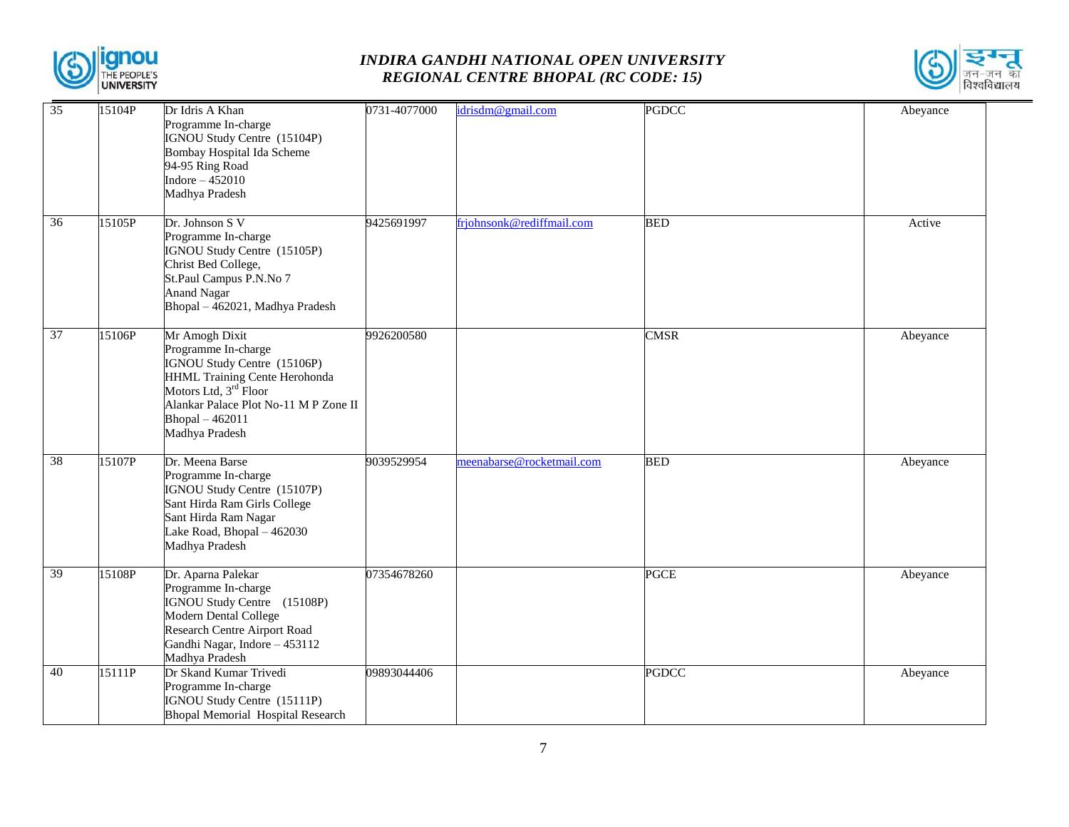| 35 | 15104P | Dr Idris A Khan<br>Programme In-charge<br>IGNOU Study Centre (15104P)<br>Bombay Hospital Ida Scheme<br>94-95 Ring Road<br>Indore – 452010<br>Madhya Pradesh | 0731-4077000 | idrisdm@gmail.com | PGDCC | Abeyance |
|---|---|---|---|---|---|---|
| 36 | 15105P | Dr. Johnson S V<br>Programme In-charge<br>IGNOU Study Centre (15105P)<br>Christ Bed College,<br>St.Paul Campus P.N.No 7<br>Anand Nagar<br>Bhopal – 462021, Madhya Pradesh | 9425691997 | frjohnsonk@rediffmail.com | BED | Active |
| 37 | 15106P | Mr Amogh Dixit<br>Programme In-charge<br>IGNOU Study Centre (15106P)<br>HHML Training Cente Herohonda Motors Ltd, 3rd Floor<br>Alankar Palace Plot No-11 M P Zone II<br>Bhopal – 462011<br>Madhya Pradesh | 9926200580 | | CMSR | Abeyance |
| 38 | 15107P | Dr. Meena Barse<br>Programme In-charge<br>IGNOU Study Centre (15107P)<br>Sant Hirda Ram Girls College<br>Sant Hirda Ram Nagar<br>Lake Road, Bhopal – 462030<br>Madhya Pradesh | 9039529954 | meenabarse@rocketmail.com | BED | Abeyance |
| 39 | 15108P | Dr. Aparna Palekar<br>Programme In-charge<br>IGNOU Study Centre (15108P)<br>Modern Dental College<br>Research Centre Airport Road<br>Gandhi Nagar, Indore – 453112<br>Madhya Pradesh | 07354678260 | | PGCE | Abeyance |
| 40 | 15111P | Dr Skand Kumar Trivedi<br>Programme In-charge<br>IGNOU Study Centre (15111P)<br>Bhopal Memorial Hospital Research | 09893044406 | | PGDCC | Abeyance |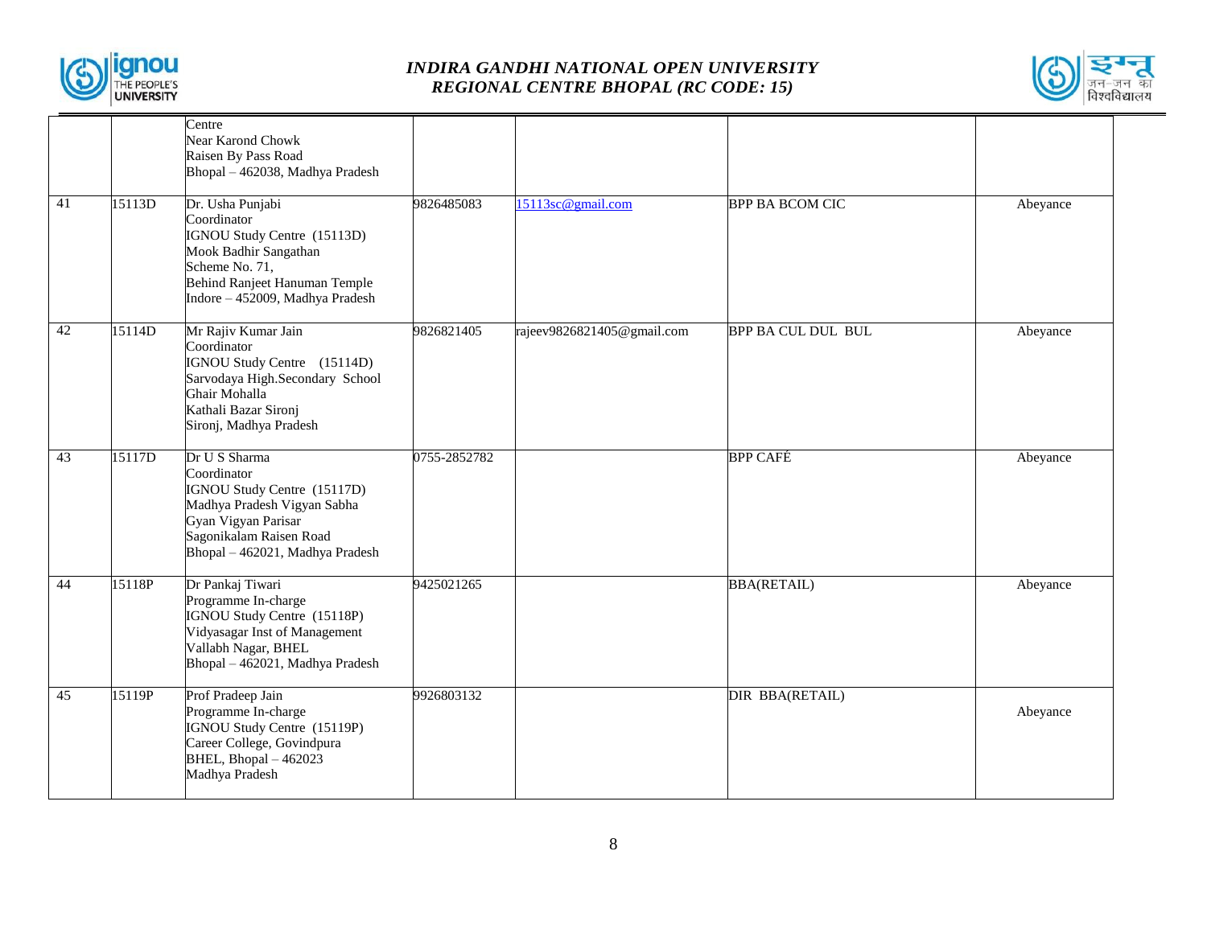| | | | | | | |
|---|---|---|---|---|---|---|
| | | Centre<br>Near Karond Chowk<br>Raisen By Pass Road<br>Bhopal – 462038, Madhya Pradesh | | | | |
| 41 | 15113D | Dr. Usha Punjabi<br>Coordinator<br>IGNOU Study Centre (15113D)<br>Mook Badhir Sangathan<br>Scheme No. 71,<br>Behind Ranjeet Hanuman Temple<br>Indore – 452009, Madhya Pradesh | 9826485083 | 15113sc@gmail.com | BPP BA BCOM CIC | Abeyance |
| 42 | 15114D | Mr Rajiv Kumar Jain<br>Coordinator<br>IGNOU Study Centre (15114D)<br>Sarvodaya High.Secondary School<br>Ghair Mohalla<br>Kathali Bazar Sironj<br>Sironj, Madhya Pradesh | 9826821405 | rajeev9826821405@gmail.com | BPP BA CUL DUL BUL | Abeyance |
| 43 | 15117D | Dr U S Sharma<br>Coordinator<br>IGNOU Study Centre (15117D)<br>Madhya Pradesh Vigyan Sabha<br>Gyan Vigyan Parisar<br>Sagonikalam Raisen Road<br>Bhopal – 462021, Madhya Pradesh | 0755-2852782 | | BPP CAFÉ | Abeyance |
| 44 | 15118P | Dr Pankaj Tiwari<br>Programme In-charge<br>IGNOU Study Centre (15118P)<br>Vidyasagar Inst of Management<br>Vallabh Nagar, BHEL<br>Bhopal – 462021, Madhya Pradesh | 9425021265 | | BBA(RETAIL) | Abeyance |
| 45 | 15119P | Prof Pradeep Jain<br>Programme In-charge<br>IGNOU Study Centre (15119P)<br>Career College, Govindpura<br>BHEL, Bhopal – 462023<br>Madhya Pradesh | 9926803132 | | DIR BBA(RETAIL) | Abeyance |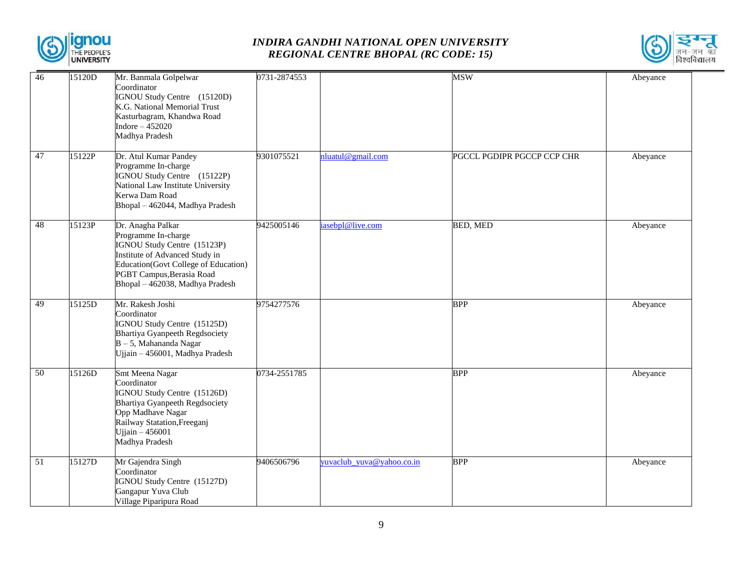| 46 | 15120D | Mr. Banmala Golpelwar<br>Coordinator<br>IGNOU Study Centre (15120D)<br>K.G. National Memorial Trust<br>Kasturbagram, Khandwa Road<br>Indore – 452020<br>Madhya Pradesh | 0731-2874553 | | MSW | Abeyance |
|---|---|---|---|---|---|---|
| 47 | 15122P | Dr. Atul Kumar Pandey<br>Programme In-charge<br>IGNOU Study Centre (15122P)<br>National Law Institute University<br>Kerwa Dam Road<br>Bhopal – 462044, Madhya Pradesh | 9301075521 | nluatul@gmail.com | PGCCL PGDIPR PGCCP CCP CHR | Abeyance |
| 48 | 15123P | Dr. Anagha Palkar<br>Programme In-charge<br>IGNOU Study Centre (15123P)<br>Institute of Advanced Study in Education(Govt College of Education)<br>PGBT Campus,Berasia Road<br>Bhopal – 462038, Madhya Pradesh | 9425005146 | iasebpl@live.com | BED, MED | Abeyance |
| 49 | 15125D | Mr. Rakesh Joshi<br>Coordinator<br>IGNOU Study Centre (15125D)<br>Bhartiya Gyanpeeth Regdsociety<br>B – 5, Mahananda Nagar<br>Ujjain – 456001, Madhya Pradesh | 9754277576 | | BPP | Abeyance |
| 50 | 15126D | Smt Meena Nagar<br>Coordinator<br>IGNOU Study Centre (15126D)<br>Bhartiya Gyanpeeth Regdsociety<br>Opp Madhave Nagar<br>Railway Statation,Freeganj<br>Ujjain – 456001<br>Madhya Pradesh | 0734-2551785 | | BPP | Abeyance |
| 51 | 15127D | Mr Gajendra Singh<br>Coordinator<br>IGNOU Study Centre (15127D)<br>Gangapur Yuva Club<br>Village Piparipura Road | 9406506796 | yuvaclub_yuva@yahoo.co.in | BPP | Abeyance |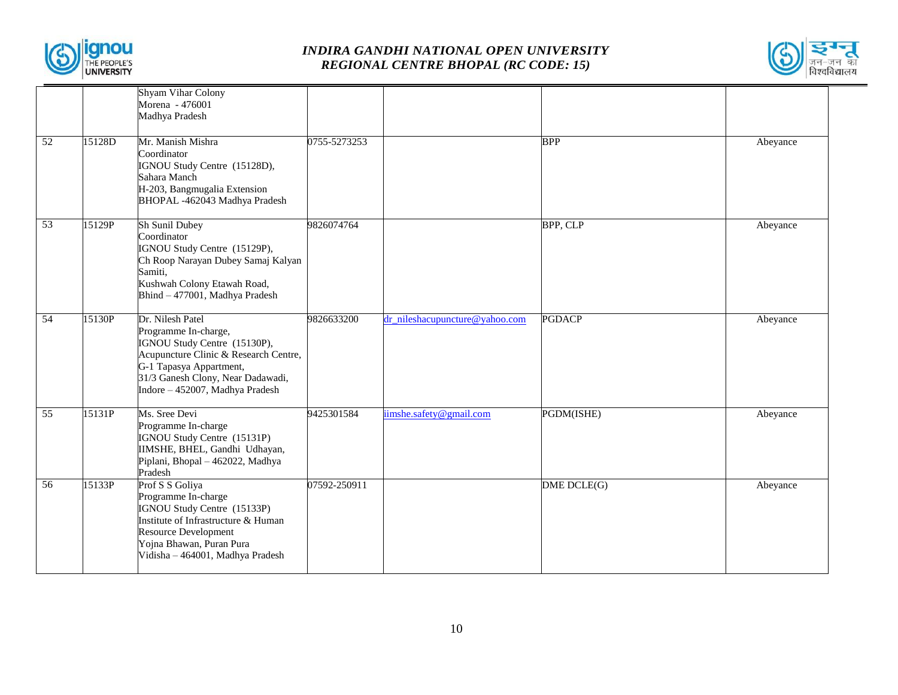| | | | | | | |
|---|---|---|---|---|---|---|
| | | Shyam Vihar Colony<br>Morena - 476001<br>Madhya Pradesh | | | | |
| 52 | 15128D | Mr. Manish Mishra<br>Coordinator<br>IGNOU Study Centre (15128D),<br>Sahara Manch<br>H-203, Bangmugalia Extension<br>BHOPAL -462043 Madhya Pradesh | 0755-5273253 | | BPP | Abeyance |
| 53 | 15129P | Sh Sunil Dubey<br>Coordinator<br>IGNOU Study Centre (15129P),<br>Ch Roop Narayan Dubey Samaj Kalyan Samiti,<br>Kushwah Colony Etawah Road,<br>Bhind – 477001, Madhya Pradesh | 9826074764 | | BPP, CLP | Abeyance |
| 54 | 15130P | Dr. Nilesh Patel<br>Programme In-charge,<br>IGNOU Study Centre (15130P),<br>Acupuncture Clinic & Research Centre,<br>G-1 Tapasya Appartment,<br>31/3 Ganesh Clony, Near Dadawadi,<br>Indore – 452007, Madhya Pradesh | 9826633200 | dr_nileshacupuncture@yahoo.com | PGDACP | Abeyance |
| 55 | 15131P | Ms. Sree Devi<br>Programme In-charge<br>IGNOU Study Centre (15131P)<br>IIMSHE, BHEL, Gandhi Udhayan,<br>Piplani, Bhopal – 462022, Madhya Pradesh | 9425301584 | iimshe.safety@gmail.com | PGDM(ISHE) | Abeyance |
| 56 | 15133P | Prof S S Goliya<br>Programme In-charge<br>IGNOU Study Centre (15133P)<br>Institute of Infrastructure & Human Resource Development<br>Yojna Bhawan, Puran Pura<br>Vidisha – 464001, Madhya Pradesh | 07592-250911 | | DME DCLE(G) | Abeyance |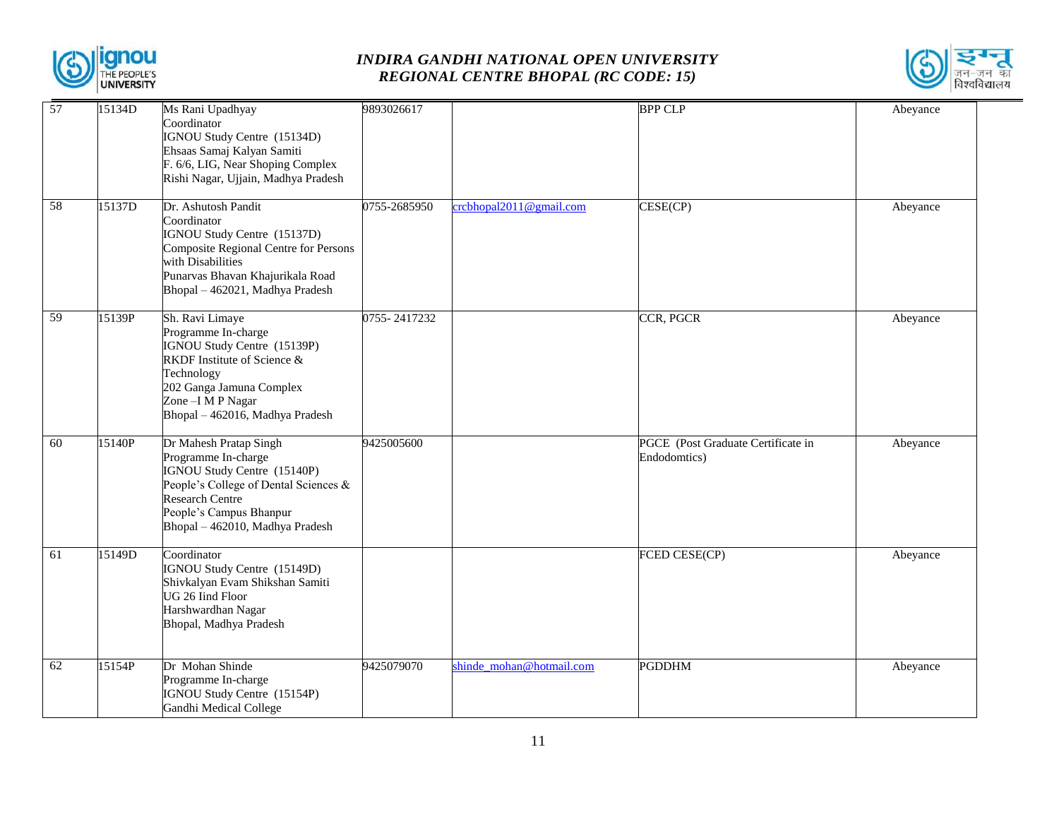| 57 | 15134D | Ms Rani Upadhyay<br>Coordinator<br>IGNOU Study Centre (15134D)<br>Ehsaas Samaj Kalyan Samiti<br>F. 6/6, LIG, Near Shoping Complex<br>Rishi Nagar, Ujjain, Madhya Pradesh | 9893026617 | | BPP CLP | Abeyance |
|---|---|---|---|---|---|---|
| 58 | 15137D | Dr. Ashutosh Pandit<br>Coordinator<br>IGNOU Study Centre (15137D)<br>Composite Regional Centre for Persons with Disabilities<br>Punarvas Bhavan Khajurikala Road<br>Bhopal – 462021, Madhya Pradesh | 0755-2685950 | crcbhopal2011@gmail.com | CESE(CP) | Abeyance |
| 59 | 15139P | Sh. Ravi Limaye<br>Programme In-charge<br>IGNOU Study Centre (15139P)<br>RKDF Institute of Science & Technology<br>202 Ganga Jamuna Complex<br>Zone –I M P Nagar<br>Bhopal – 462016, Madhya Pradesh | 0755- 2417232 | | CCR, PGCR | Abeyance |
| 60 | 15140P | Dr Mahesh Pratap Singh<br>Programme In-charge<br>IGNOU Study Centre (15140P)<br>People's College of Dental Sciences & Research Centre<br>People's Campus Bhanpur<br>Bhopal – 462010, Madhya Pradesh | 9425005600 | | PGCE (Post Graduate Certificate in Endodomtics) | Abeyance |
| 61 | 15149D | Coordinator<br>IGNOU Study Centre (15149D)<br>Shivkalyan Evam Shikshan Samiti<br>UG 26 Iind Floor<br>Harshwardhan Nagar<br>Bhopal, Madhya Pradesh | | | FCED CESE(CP) | Abeyance |
| 62 | 15154P | Dr Mohan Shinde<br>Programme In-charge<br>IGNOU Study Centre (15154P)<br>Gandhi Medical College | 9425079070 | shinde_mohan@hotmail.com | PGDDHM | Abeyance |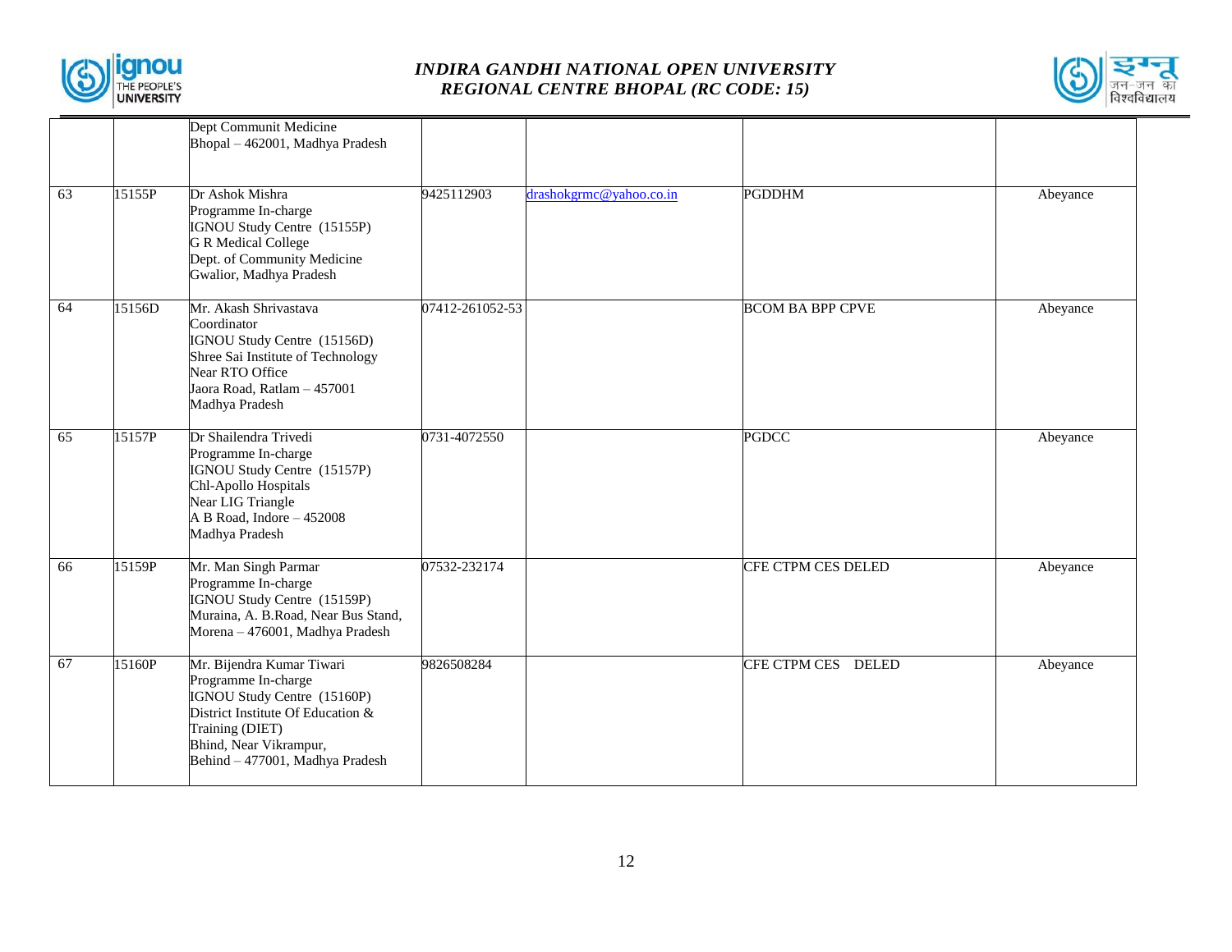| | | | | | | |
|---|---|---|---|---|---|---|
| | | Dept Communit Medicine<br>Bhopal – 462001, Madhya Pradesh | | | | |
| 63 | 15155P | Dr Ashok Mishra<br>Programme In-charge<br>IGNOU Study Centre (15155P)<br>G R Medical College<br>Dept. of Community Medicine<br>Gwalior, Madhya Pradesh | 9425112903 | drashokgrmc@yahoo.co.in | PGDDHM | Abeyance |
| 64 | 15156D | Mr. Akash Shrivastava<br>Coordinator<br>IGNOU Study Centre (15156D)<br>Shree Sai Institute of Technology<br>Near RTO Office<br>Jaora Road, Ratlam – 457001<br>Madhya Pradesh | 07412-261052-53 | | BCOM BA BPP CPVE | Abeyance |
| 65 | 15157P | Dr Shailendra Trivedi<br>Programme In-charge<br>IGNOU Study Centre (15157P)<br>Chl-Apollo Hospitals<br>Near LIG Triangle<br>A B Road, Indore – 452008<br>Madhya Pradesh | 0731-4072550 | | PGDCC | Abeyance |
| 66 | 15159P | Mr. Man Singh Parmar<br>Programme In-charge<br>IGNOU Study Centre (15159P)<br>Muraina, A. B.Road, Near Bus Stand,<br>Morena – 476001, Madhya Pradesh | 07532-232174 | | CFE CTPM CES DELED | Abeyance |
| 67 | 15160P | Mr. Bijendra Kumar Tiwari<br>Programme In-charge<br>IGNOU Study Centre (15160P)<br>District Institute Of Education & Training (DIET)<br>Bhind, Near Vikrampur,<br>Behind – 477001, Madhya Pradesh | 9826508284 | | CFE CTPM CES DELED | Abeyance |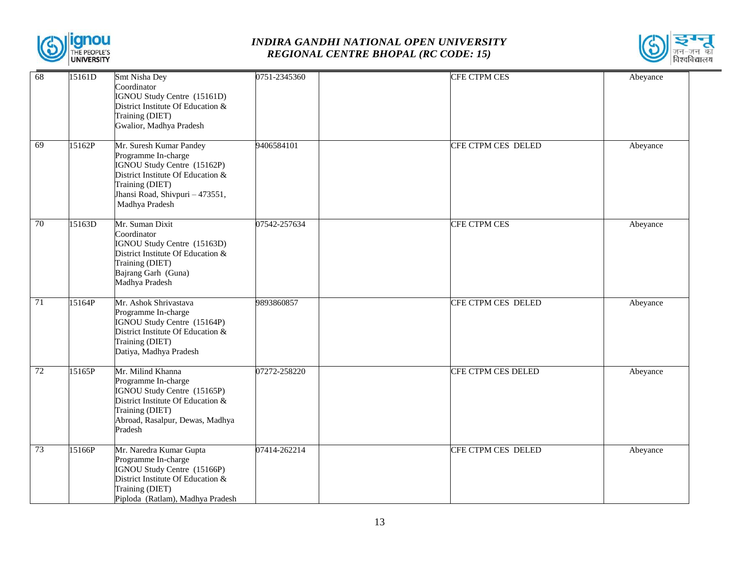| 68 | 15161D | Smt Nisha Dey<br>Coordinator<br>IGNOU Study Centre (15161D)<br>District Institute Of Education & Training (DIET)<br>Gwalior, Madhya Pradesh | 0751-2345360 | | CFE CTPM CES | Abeyance |
|---|---|---|---|---|---|---|
| 69 | 15162P | Mr. Suresh Kumar Pandey<br>Programme In-charge<br>IGNOU Study Centre (15162P)<br>District Institute Of Education & Training (DIET)<br>Jhansi Road, Shivpuri – 473551, Madhya Pradesh | 9406584101 | | CFE CTPM CES DELED | Abeyance |
| 70 | 15163D | Mr. Suman Dixit<br>Coordinator<br>IGNOU Study Centre (15163D)<br>District Institute Of Education & Training (DIET)<br>Bajrang Garh (Guna)<br>Madhya Pradesh | 07542-257634 | | CFE CTPM CES | Abeyance |
| 71 | 15164P | Mr. Ashok Shrivastava<br>Programme In-charge<br>IGNOU Study Centre (15164P)<br>District Institute Of Education & Training (DIET)<br>Datiya, Madhya Pradesh | 9893860857 | | CFE CTPM CES DELED | Abeyance |
| 72 | 15165P | Mr. Milind Khanna<br>Programme In-charge<br>IGNOU Study Centre (15165P)<br>District Institute Of Education & Training (DIET)<br>Abroad, Rasalpur, Dewas, Madhya Pradesh | 07272-258220 | | CFE CTPM CES DELED | Abeyance |
| 73 | 15166P | Mr. Naredra Kumar Gupta<br>Programme In-charge<br>IGNOU Study Centre (15166P)<br>District Institute Of Education & Training (DIET)<br>Piploda (Ratlam), Madhya Pradesh | 07414-262214 | | CFE CTPM CES DELED | Abeyance |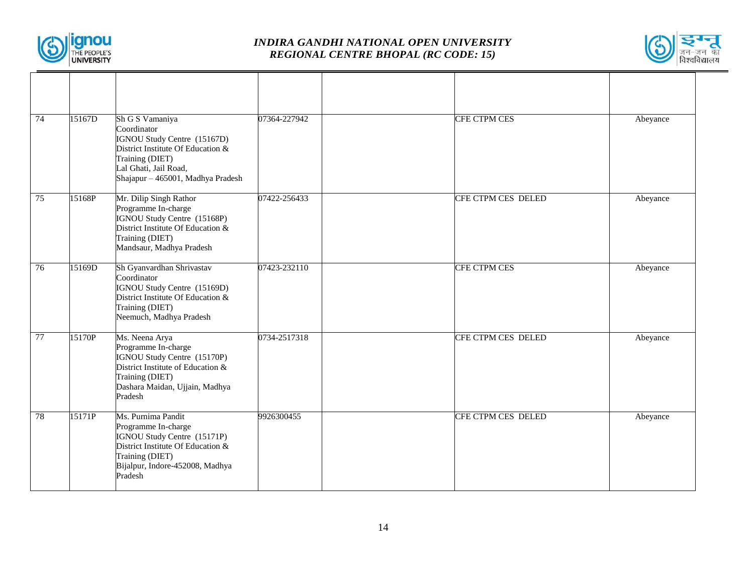| | | | | | | |
|---|---|---|---|---|---|---|
| 74 | 15167D | Sh G S Vamaniya<br>Coordinator<br>IGNOU Study Centre (15167D)<br>District Institute Of Education & Training (DIET)<br>Lal Ghati, Jail Road,<br>Shajapur – 465001, Madhya Pradesh | 07364-227942 | | CFE CTPM CES | Abeyance |
| 75 | 15168P | Mr. Dilip Singh Rathor<br>Programme In-charge<br>IGNOU Study Centre (15168P)<br>District Institute Of Education & Training (DIET)<br>Mandsaur, Madhya Pradesh | 07422-256433 | | CFE CTPM CES DELED | Abeyance |
| 76 | 15169D | Sh Gyanvardhan Shrivastav<br>Coordinator<br>IGNOU Study Centre (15169D)<br>District Institute Of Education & Training (DIET)<br>Neemuch, Madhya Pradesh | 07423-232110 | | CFE CTPM CES | Abeyance |
| 77 | 15170P | Ms. Neena Arya<br>Programme In-charge<br>IGNOU Study Centre (15170P)<br>District Institute of Education & Training (DIET)<br>Dashara Maidan, Ujjain, Madhya Pradesh | 0734-2517318 | | CFE CTPM CES DELED | Abeyance |
| 78 | 15171P | Ms. Purnima Pandit<br>Programme In-charge<br>IGNOU Study Centre (15171P)<br>District Institute Of Education & Training (DIET)<br>Bijalpur, Indore-452008, Madhya Pradesh | 9926300455 | | CFE CTPM CES DELED | Abeyance |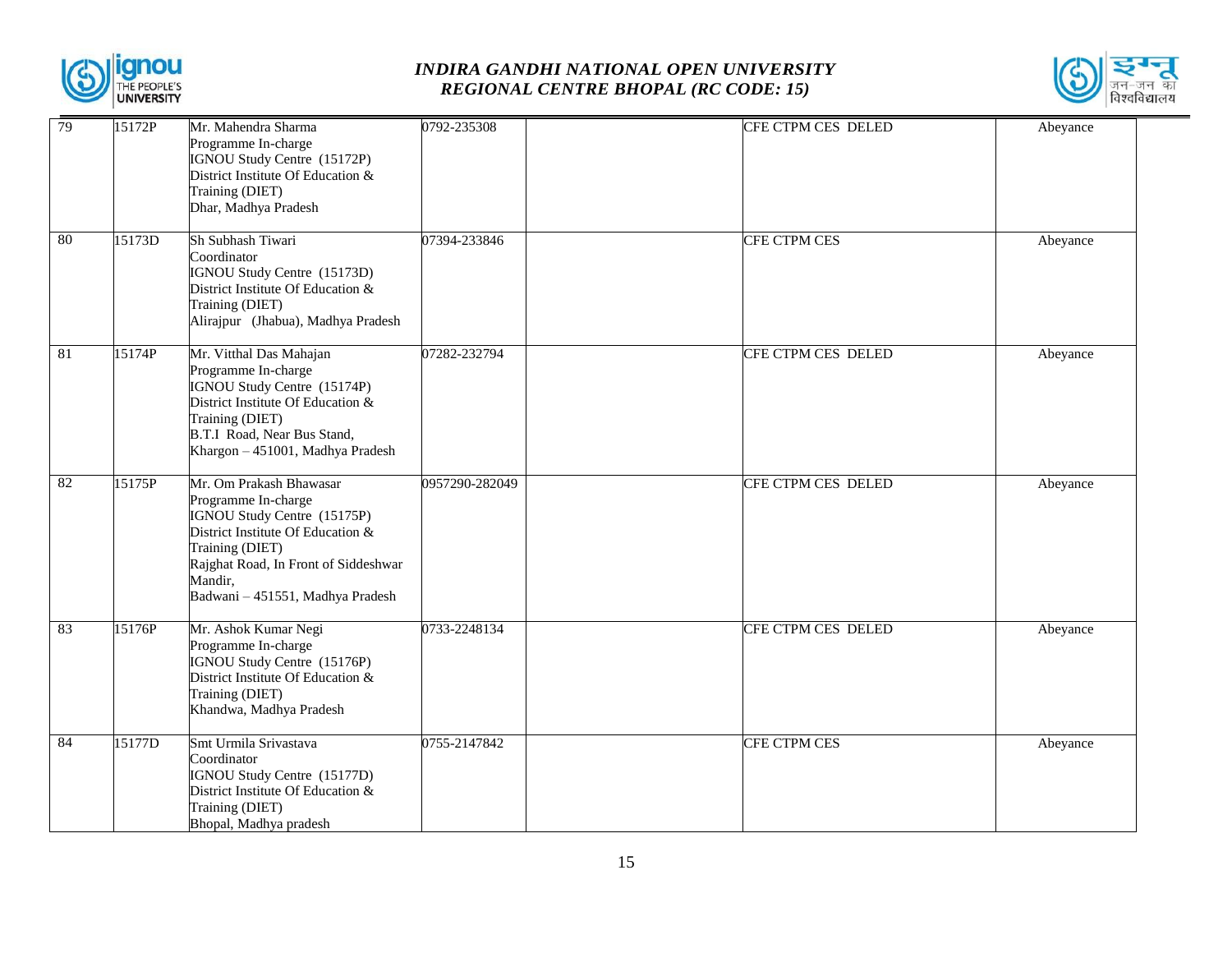| | | | | | | |
|---|---|---|---|---|---|---|
| 79 | 15172P | Mr. Mahendra Sharma<br>Programme In-charge<br>IGNOU Study Centre (15172P)<br>District Institute Of Education & Training (DIET)<br>Dhar, Madhya Pradesh | 0792-235308 | | CFE CTPM CES DELED | Abeyance |
| 80 | 15173D | Sh Subhash Tiwari<br>Coordinator<br>IGNOU Study Centre (15173D)<br>District Institute Of Education & Training (DIET)<br>Alirajpur (Jhabua), Madhya Pradesh | 07394-233846 | | CFE CTPM CES | Abeyance |
| 81 | 15174P | Mr. Vitthal Das Mahajan<br>Programme In-charge<br>IGNOU Study Centre (15174P)<br>District Institute Of Education & Training (DIET)<br>B.T.I Road, Near Bus Stand,<br>Khargon – 451001, Madhya Pradesh | 07282-232794 | | CFE CTPM CES DELED | Abeyance |
| 82 | 15175P | Mr. Om Prakash Bhawasar<br>Programme In-charge<br>IGNOU Study Centre (15175P)<br>District Institute Of Education & Training (DIET)<br>Rajghat Road, In Front of Siddeshwar Mandir,<br>Badwani – 451551, Madhya Pradesh | 0957290-282049 | | CFE CTPM CES DELED | Abeyance |
| 83 | 15176P | Mr. Ashok Kumar Negi<br>Programme In-charge<br>IGNOU Study Centre (15176P)<br>District Institute Of Education & Training (DIET)<br>Khandwa, Madhya Pradesh | 0733-2248134 | | CFE CTPM CES DELED | Abeyance |
| 84 | 15177D | Smt Urmila Srivastava<br>Coordinator<br>IGNOU Study Centre (15177D)<br>District Institute Of Education & Training (DIET)<br>Bhopal, Madhya pradesh | 0755-2147842 | | CFE CTPM CES | Abeyance |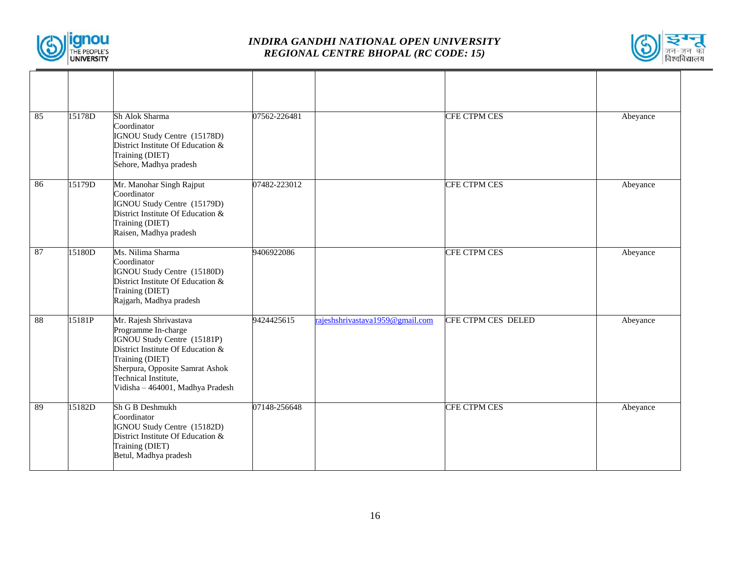| | | | | | | |
|---|---|---|---|---|---|---|
| 85 | 15178D | Sh Alok Sharma<br>Coordinator<br>IGNOU Study Centre (15178D)<br>District Institute Of Education & Training (DIET)<br>Sehore, Madhya pradesh | 07562-226481 | | CFE CTPM CES | Abeyance |
| 86 | 15179D | Mr. Manohar Singh Rajput<br>Coordinator<br>IGNOU Study Centre (15179D)<br>District Institute Of Education & Training (DIET)<br>Raisen, Madhya pradesh | 07482-223012 | | CFE CTPM CES | Abeyance |
| 87 | 15180D | Ms. Nilima Sharma<br>Coordinator<br>IGNOU Study Centre (15180D)<br>District Institute Of Education & Training (DIET)<br>Rajgarh, Madhya pradesh | 9406922086 | | CFE CTPM CES | Abeyance |
| 88 | 15181P | Mr. Rajesh Shrivastava<br>Programme In-charge<br>IGNOU Study Centre (15181P)<br>District Institute Of Education & Training (DIET)<br>Sherpura, Opposite Samrat Ashok Technical Institute,<br>Vidisha – 464001, Madhya Pradesh | 9424425615 | rajeshshrivastava1959@gmail.com | CFE CTPM CES DELED | Abeyance |
| 89 | 15182D | Sh G B Deshmukh<br>Coordinator<br>IGNOU Study Centre (15182D)<br>District Institute Of Education & Training (DIET)<br>Betul, Madhya pradesh | 07148-256648 | | CFE CTPM CES | Abeyance |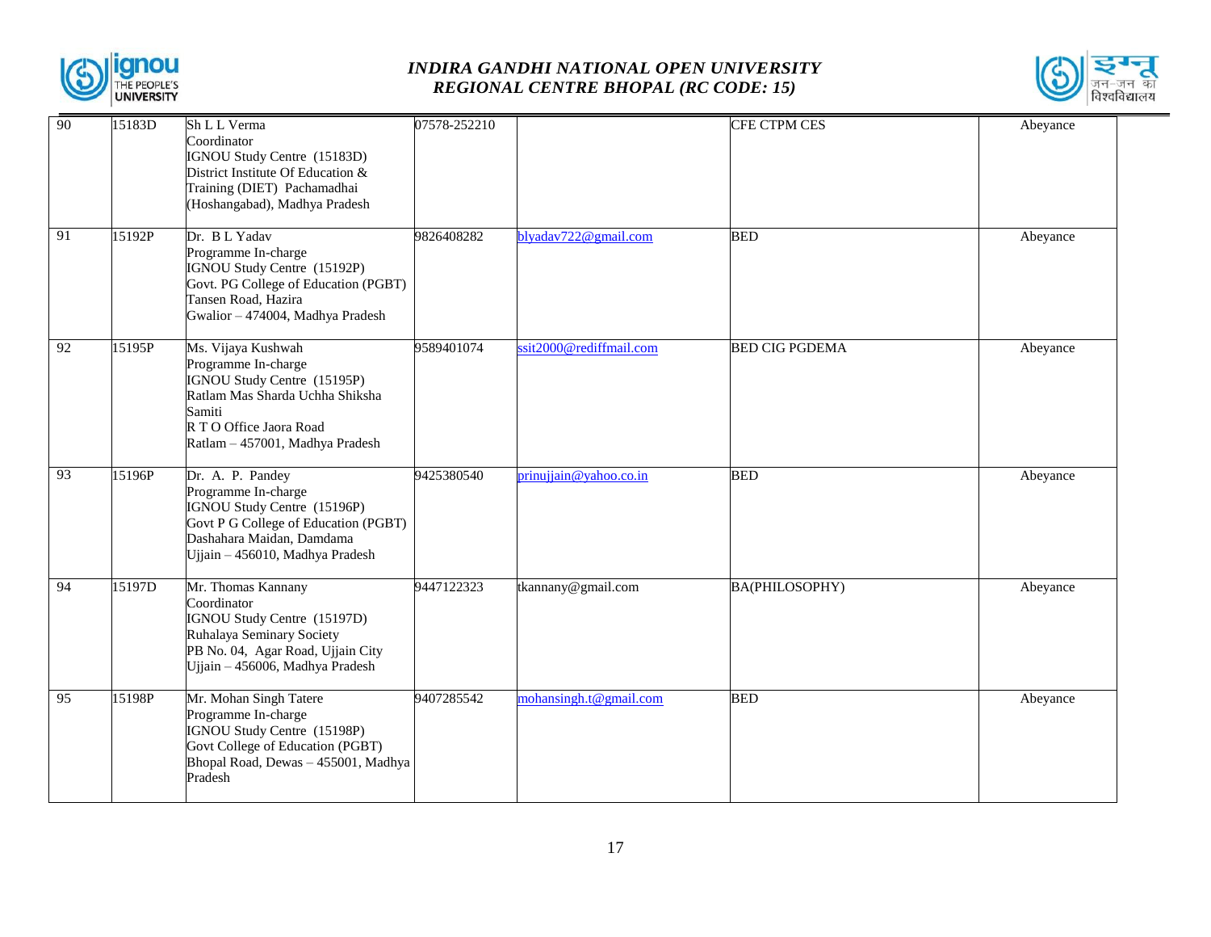| 90 | 15183D | Sh L L Verma<br>Coordinator<br>IGNOU Study Centre (15183D)<br>District Institute Of Education & Training (DIET) Pachamadhai (Hoshangabad), Madhya Pradesh | 07578-252210 | | CFE CTPM CES | Abeyance |
|---|---|---|---|---|---|---|
| 91 | 15192P | Dr. B L Yadav<br>Programme In-charge<br>IGNOU Study Centre (15192P)<br>Govt. PG College of Education (PGBT)<br>Tansen Road, Hazira<br>Gwalior – 474004, Madhya Pradesh | 9826408282 | blyadav722@gmail.com | BED | Abeyance |
| 92 | 15195P | Ms. Vijaya Kushwah<br>Programme In-charge<br>IGNOU Study Centre (15195P)<br>Ratlam Mas Sharda Uchha Shiksha Samiti<br>R T O Office Jaora Road<br>Ratlam – 457001, Madhya Pradesh | 9589401074 | ssit2000@rediffmail.com | BED CIG PGDEMA | Abeyance |
| 93 | 15196P | Dr. A. P. Pandey<br>Programme In-charge<br>IGNOU Study Centre (15196P)<br>Govt P G College of Education (PGBT)<br>Dashahara Maidan, Damdama<br>Ujjain – 456010, Madhya Pradesh | 9425380540 | prinujjain@yahoo.co.in | BED | Abeyance |
| 94 | 15197D | Mr. Thomas Kannany<br>Coordinator<br>IGNOU Study Centre (15197D)<br>Ruhalaya Seminary Society<br>PB No. 04, Agar Road, Ujjain City<br>Ujjain – 456006, Madhya Pradesh | 9447122323 | tkannany@gmail.com | BA(PHILOSOPHY) | Abeyance |
| 95 | 15198P | Mr. Mohan Singh Tatere<br>Programme In-charge<br>IGNOU Study Centre (15198P)<br>Govt College of Education (PGBT)<br>Bhopal Road, Dewas – 455001, Madhya Pradesh | 9407285542 | mohansingh.t@gmail.com | BED | Abeyance |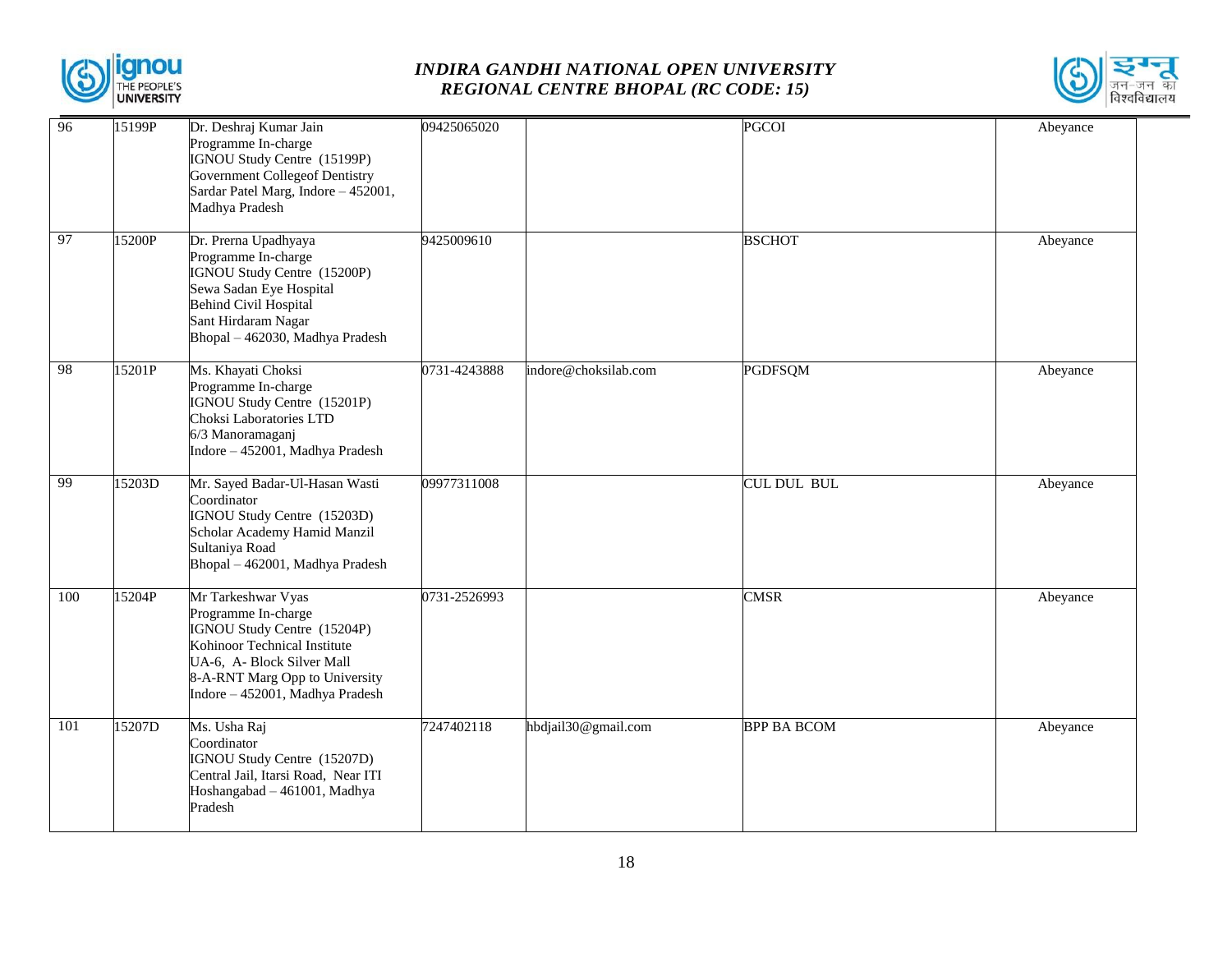| 96 | 15199P | Dr. Deshraj Kumar Jain<br>Programme In-charge<br>IGNOU Study Centre (15199P)<br>Government Collegeof Dentistry<br>Sardar Patel Marg, Indore – 452001, Madhya Pradesh | 09425065020 | | PGCOI | Abeyance |
|---|---|---|---|---|---|---|
| 97 | 15200P | Dr. Prerna Upadhyaya<br>Programme In-charge<br>IGNOU Study Centre (15200P)<br>Sewa Sadan Eye Hospital<br>Behind Civil Hospital<br>Sant Hirdaram Nagar<br>Bhopal – 462030, Madhya Pradesh | 9425009610 | | BSCHOT | Abeyance |
| 98 | 15201P | Ms. Khayati Choksi<br>Programme In-charge<br>IGNOU Study Centre (15201P)<br>Choksi Laboratories LTD<br>6/3 Manoramaganj<br>Indore – 452001, Madhya Pradesh | 0731-4243888 | indore@choksilab.com | PGDFSQM | Abeyance |
| 99 | 15203D | Mr. Sayed Badar-Ul-Hasan Wasti<br>Coordinator<br>IGNOU Study Centre (15203D)<br>Scholar Academy Hamid Manzil<br>Sultaniya Road<br>Bhopal – 462001, Madhya Pradesh | 09977311008 | | CUL DUL BUL | Abeyance |
| 100 | 15204P | Mr Tarkeshwar Vyas<br>Programme In-charge<br>IGNOU Study Centre (15204P)<br>Kohinoor Technical Institute<br>UA-6, A- Block Silver Mall<br>8-A-RNT Marg Opp to University<br>Indore – 452001, Madhya Pradesh | 0731-2526993 | | CMSR | Abeyance |
| 101 | 15207D | Ms. Usha Raj<br>Coordinator<br>IGNOU Study Centre (15207D)<br>Central Jail, Itarsi Road, Near ITI<br>Hoshangabad – 461001, Madhya Pradesh | 7247402118 | hbdjail30@gmail.com | BPP BA BCOM | Abeyance |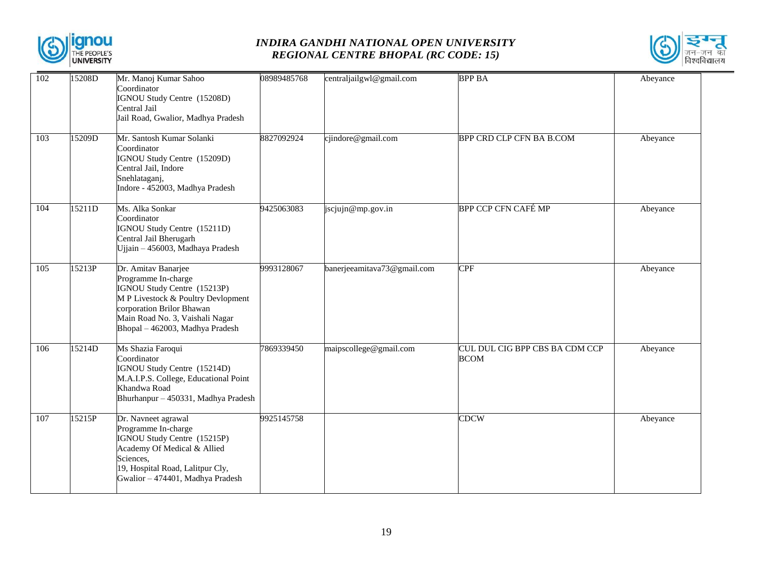| 102 | 15208D | Mr. Manoj Kumar Sahoo<br>Coordinator<br>IGNOU Study Centre (15208D)<br>Central Jail<br>Jail Road, Gwalior, Madhya Pradesh | 08989485768 | centraljailgwl@gmail.com | BPP BA | Abeyance |
|---|---|---|---|---|---|---|
| 103 | 15209D | Mr. Santosh Kumar Solanki<br>Coordinator<br>IGNOU Study Centre (15209D)<br>Central Jail, Indore<br>Snehlataganj,<br>Indore - 452003, Madhya Pradesh | 8827092924 | cjindore@gmail.com | BPP CRD CLP CFN BA B.COM | Abeyance |
| 104 | 15211D | Ms. Alka Sonkar<br>Coordinator<br>IGNOU Study Centre (15211D)<br>Central Jail Bherugarh<br>Ujjain – 456003, Madhaya Pradesh | 9425063083 | jscjujn@mp.gov.in | BPP CCP CFN CAFÉ MP | Abeyance |
| 105 | 15213P | Dr. Amitav Banarjee<br>Programme In-charge<br>IGNOU Study Centre (15213P)<br>M P Livestock & Poultry Devlopment corporation Brilor Bhawan<br>Main Road No. 3, Vaishali Nagar<br>Bhopal – 462003, Madhya Pradesh | 9993128067 | banerjeeamitava73@gmail.com | CPF | Abeyance |
| 106 | 15214D | Ms Shazia Faroqui<br>Coordinator<br>IGNOU Study Centre (15214D)<br>M.A.I.P.S. College, Educational Point<br>Khandwa Road<br>Bhurhanpur – 450331, Madhya Pradesh | 7869339450 | maipscollege@gmail.com | CUL DUL CIG BPP CBS BA CDM CCP BCOM | Abeyance |
| 107 | 15215P | Dr. Navneet agrawal<br>Programme In-charge<br>IGNOU Study Centre (15215P)<br>Academy Of Medical & Allied Sciences,<br>19, Hospital Road, Lalitpur Cly,<br>Gwalior – 474401, Madhya Pradesh | 9925145758 | | CDCW | Abeyance |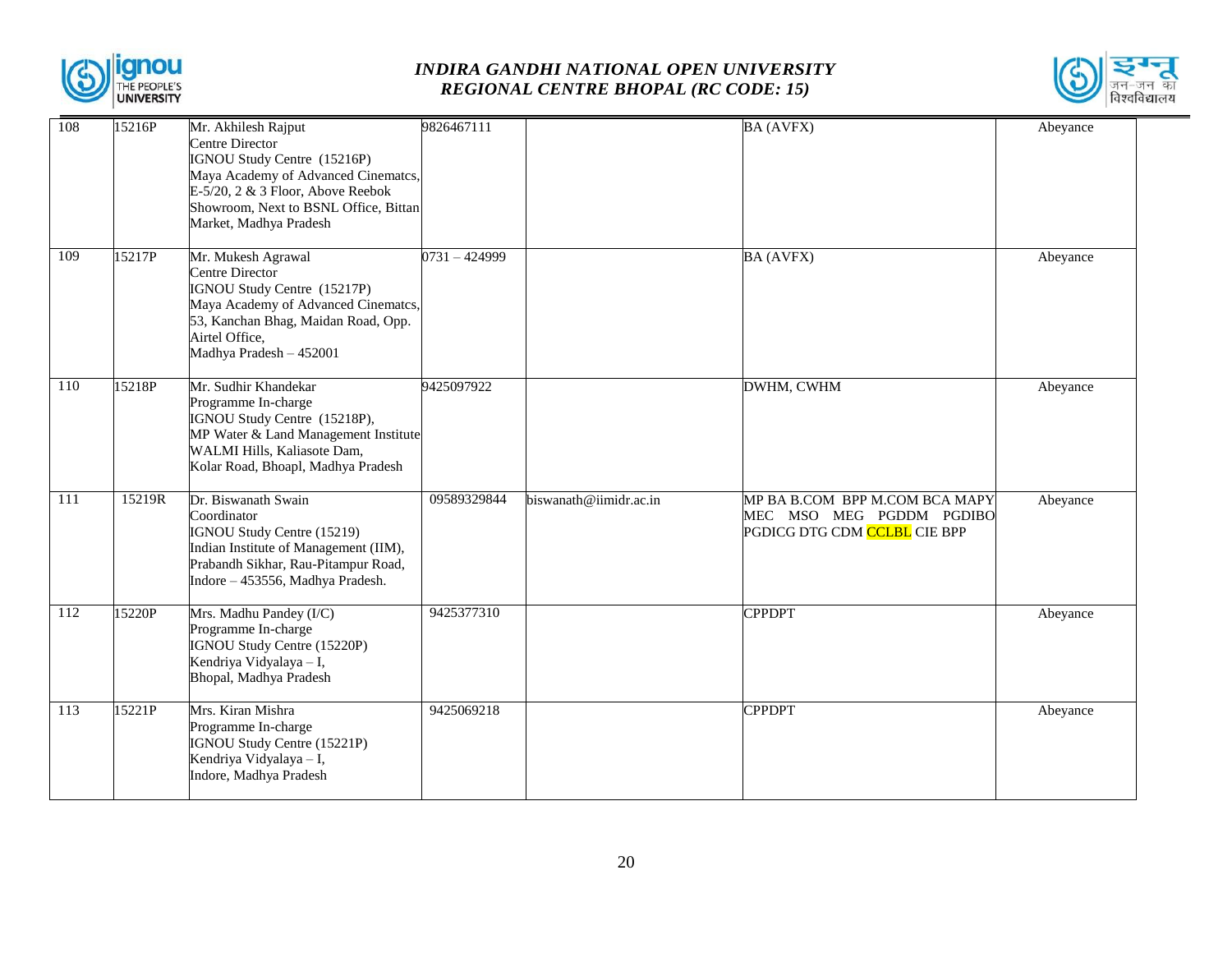| 108 | 15216P | Mr. Akhilesh Rajput<br>Centre Director<br>IGNOU Study Centre (15216P)<br>Maya Academy of Advanced Cinematcs, E-5/20, 2 & 3 Floor, Above Reebok Showroom, Next to BSNL Office, Bittan Market, Madhya Pradesh | 9826467111 | | BA (AVFX) | Abeyance |
|---|---|---|---|---|---|---|
| 109 | 15217P | Mr. Mukesh Agrawal<br>Centre Director<br>IGNOU Study Centre (15217P)<br>Maya Academy of Advanced Cinematcs, 53, Kanchan Bhag, Maidan Road, Opp. Airtel Office,<br>Madhya Pradesh – 452001 | 0731 – 424999 | | BA (AVFX) | Abeyance |
| 110 | 15218P | Mr. Sudhir Khandekar<br>Programme In-charge<br>IGNOU Study Centre (15218P),<br>MP Water & Land Management Institute WALMI Hills, Kaliasote Dam,<br>Kolar Road, Bhoapl, Madhya Pradesh | 9425097922 | | DWHM, CWHM | Abeyance |
| 111 | 15219R | Dr. Biswanath Swain<br>Coordinator<br>IGNOU Study Centre (15219)<br>Indian Institute of Management (IIM), Prabandh Sikhar, Rau-Pitampur Road, Indore – 453556, Madhya Pradesh. | 09589329844 | biswanath@iimidr.ac.in | MP BA B.COM BPP M.COM BCA MAPY MEC MSO MEG PGDDM PGDIBO PGDICG DTG CDM CCLBL CIE BPP | Abeyance |
| 112 | 15220P | Mrs. Madhu Pandey (I/C)<br>Programme In-charge<br>IGNOU Study Centre (15220P)<br>Kendriya Vidyalaya – I,<br>Bhopal, Madhya Pradesh | 9425377310 | | CPPDPT | Abeyance |
| 113 | 15221P | Mrs. Kiran Mishra<br>Programme In-charge<br>IGNOU Study Centre (15221P)<br>Kendriya Vidyalaya – I,<br>Indore, Madhya Pradesh | 9425069218 | | CPPDPT | Abeyance |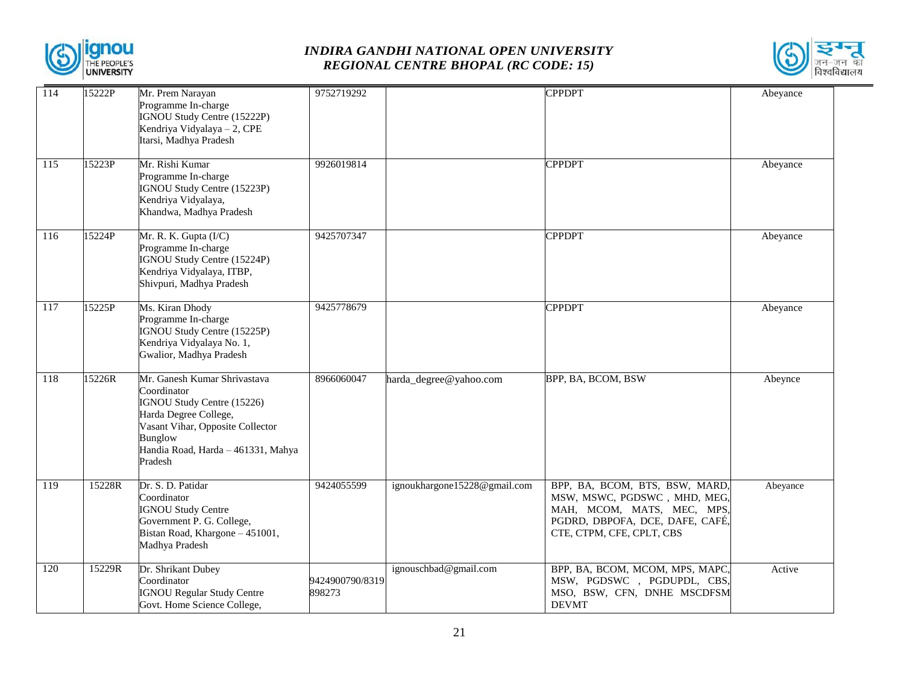| 114 | 15222P | Mr. Prem Narayan<br>Programme In-charge<br>IGNOU Study Centre (15222P)<br>Kendriya Vidyalaya – 2, CPE<br>Itarsi, Madhya Pradesh | 9752719292 | | CPPDPT | Abeyance |
|---|---|---|---|---|---|---|
| 115 | 15223P | Mr. Rishi Kumar<br>Programme In-charge<br>IGNOU Study Centre (15223P)<br>Kendriya Vidyalaya,<br>Khandwa, Madhya Pradesh | 9926019814 | | CPPDPT | Abeyance |
| 116 | 15224P | Mr. R. K. Gupta (I/C)<br>Programme In-charge<br>IGNOU Study Centre (15224P)<br>Kendriya Vidyalaya, ITBP,<br>Shivpuri, Madhya Pradesh | 9425707347 | | CPPDPT | Abeyance |
| 117 | 15225P | Ms. Kiran Dhody<br>Programme In-charge<br>IGNOU Study Centre (15225P)<br>Kendriya Vidyalaya No. 1,<br>Gwalior, Madhya Pradesh | 9425778679 | | CPPDPT | Abeyance |
| 118 | 15226R | Mr. Ganesh Kumar Shrivastava<br>Coordinator<br>IGNOU Study Centre (15226)<br>Harda Degree College,<br>Vasant Vihar, Opposite Collector Bunglow<br>Handia Road, Harda – 461331, Mahya Pradesh | 8966060047 | harda_degree@yahoo.com | BPP, BA, BCOM, BSW | Abeynce |
| 119 | 15228R | Dr. S. D. Patidar<br>Coordinator<br>IGNOU Study Centre<br>Government P. G. College,<br>Bistan Road, Khargone – 451001, Madhya Pradesh | 9424055599 | ignoukhargone15228@gmail.com | BPP, BA, BCOM, BTS, BSW, MARD, MSW, MSWC, PGDSWC , MHD, MEG, MAH, MCOM, MATS, MEC, MPS, PGDRD, DBPOFA, DCE, DAFE, CAFÉ, CTE, CTPM, CFE, CPLT, CBS | Abeyance |
| 120 | 15229R | Dr. Shrikant Dubey<br>Coordinator<br>IGNOU Regular Study Centre<br>Govt. Home Science College, | 9424900790/8319898273 | ignouschbad@gmail.com | BPP, BA, BCOM, MCOM, MPS, MAPC, MSW, PGDSWC , PGDUPDL, CBS, MSO, BSW, CFN, DNHE MSCDFSM DEVMT | Active |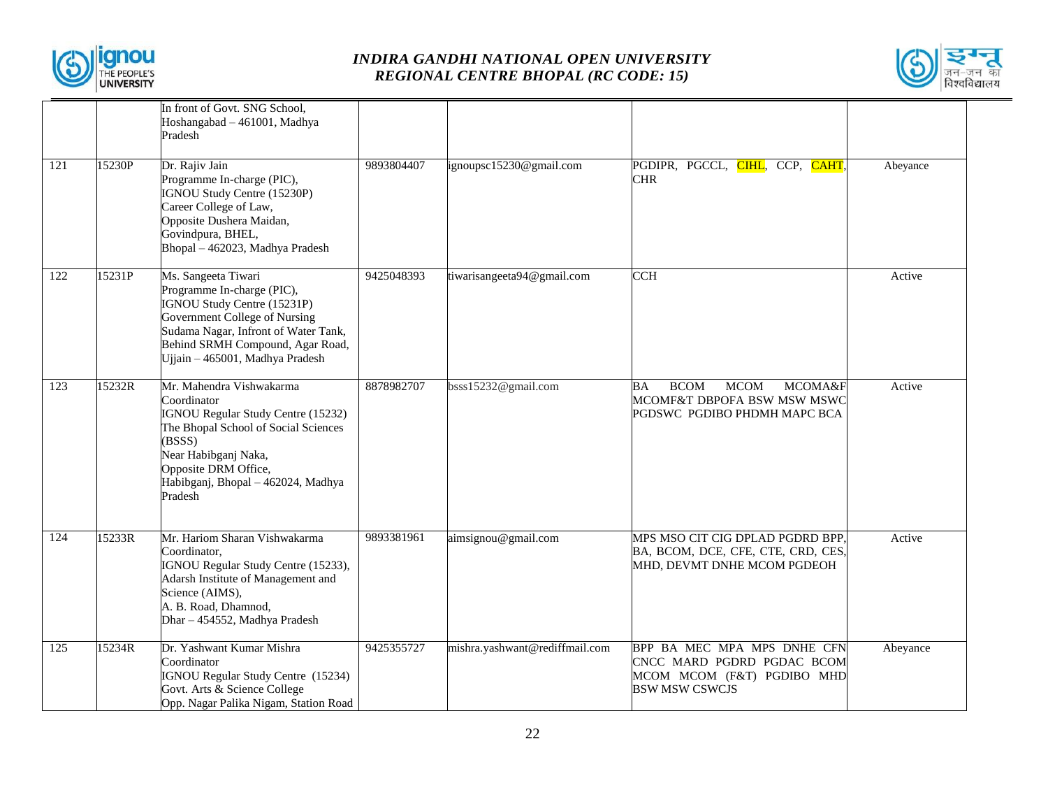| | | | | | |
|---|---|---|---|---|---|
| | | In front of Govt. SNG School, Hoshangabad – 461001, Madhya Pradesh | | | |
| 121 | 15230P | Dr. Rajiv Jain<br>Programme In-charge (PIC),<br>IGNOU Study Centre (15230P)<br>Career College of Law,<br>Opposite Dushera Maidan,<br>Govindpura, BHEL,<br>Bhopal – 462023, Madhya Pradesh | 9893804407 | ignoupsc15230@gmail.com | PGDIPR, PGCCL, CIHL, CCP, CAHT, CHR | Abeyance |
| 122 | 15231P | Ms. Sangeeta Tiwari<br>Programme In-charge (PIC),<br>IGNOU Study Centre (15231P)<br>Government College of Nursing<br>Sudama Nagar, Infront of Water Tank,<br>Behind SRMH Compound, Agar Road,<br>Ujjain – 465001, Madhya Pradesh | 9425048393 | tiwarisangeeta94@gmail.com | CCH | Active |
| 123 | 15232R | Mr. Mahendra Vishwakarma<br>Coordinator<br>IGNOU Regular Study Centre (15232)<br>The Bhopal School of Social Sciences (BSSS)<br>Near Habibganj Naka,<br>Opposite DRM Office,<br>Habibganj, Bhopal – 462024, Madhya Pradesh | 8878982707 | bsss15232@gmail.com | BA BCOM MCOM MCOMA&F MCOMF&T DBPOFA BSW MSW MSWC PGDSWC PGDIBO PHDMH MAPC BCA | Active |
| 124 | 15233R | Mr. Hariom Sharan Vishwakarma<br>Coordinator,<br>IGNOU Regular Study Centre (15233),<br>Adarsh Institute of Management and Science (AIMS),<br>A. B. Road, Dhamnod,<br>Dhar – 454552, Madhya Pradesh | 9893381961 | aimsignou@gmail.com | MPS MSO CIT CIG DPLAD PGDRD BPP, BA, BCOM, DCE, CFE, CTE, CRD, CES, MHD, DEVMT DNHE MCOM PGDEOH | Active |
| 125 | 15234R | Dr. Yashwant Kumar Mishra<br>Coordinator<br>IGNOU Regular Study Centre (15234)<br>Govt. Arts & Science College<br>Opp. Nagar Palika Nigam, Station Road | 9425355727 | mishra.yashwant@rediffmail.com | BPP BA MEC MPA MPS DNHE CFN CNCC MARD PGDRD PGDAC BCOM MCOM MCOM (F&T) PGDIBO MHD BSW MSW CSWCJS | Abeyance |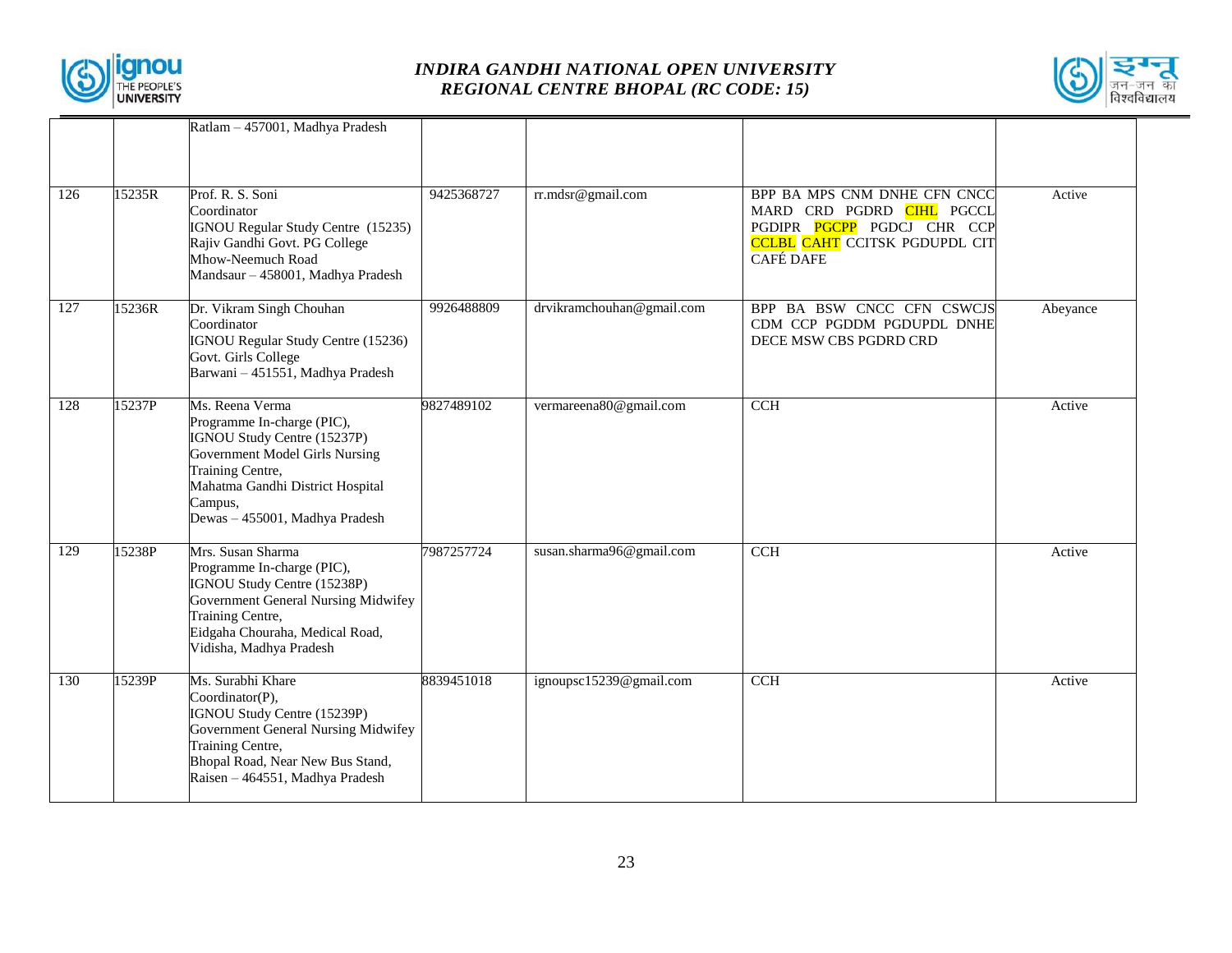| | | | | | | |
|---|---|---|---|---|---|---|
| | | Ratlam – 457001, Madhya Pradesh | | | | |
| 126 | 15235R | Prof. R. S. Soni<br>Coordinator<br>IGNOU Regular Study Centre (15235)<br>Rajiv Gandhi Govt. PG College<br>Mhow-Neemuch Road<br>Mandsaur – 458001, Madhya Pradesh | 9425368727 | rr.mdsr@gmail.com | BPP BA MPS CNM DNHE CFN CNCC MARD CRD PGDRD CIHL PGCCL PGDIPR PGCPP PGDCJ CHR CCP CCLBL CAHT CCITSK PGDUPDL CIT CAFÉ DAFE | Active |
| 127 | 15236R | Dr. Vikram Singh Chouhan<br>Coordinator<br>IGNOU Regular Study Centre (15236)<br>Govt. Girls College<br>Barwani – 451551, Madhya Pradesh | 9926488809 | drvikramchouhan@gmail.com | BPP BA BSW CNCC CFN CSWCJS CDM CCP PGDDM PGDUPDL DNHE DECE MSW CBS PGDRD CRD | Abeyance |
| 128 | 15237P | Ms. Reena Verma<br>Programme In-charge (PIC),<br>IGNOU Study Centre (15237P)<br>Government Model Girls Nursing Training Centre,<br>Mahatma Gandhi District Hospital Campus,<br>Dewas – 455001, Madhya Pradesh | 9827489102 | vermareena80@gmail.com | CCH | Active |
| 129 | 15238P | Mrs. Susan Sharma<br>Programme In-charge (PIC),<br>IGNOU Study Centre (15238P)<br>Government General Nursing Midwifey Training Centre,<br>Eidgaha Chouraha, Medical Road,<br>Vidisha, Madhya Pradesh | 7987257724 | susan.sharma96@gmail.com | CCH | Active |
| 130 | 15239P | Ms. Surabhi Khare<br>Coordinator(P),<br>IGNOU Study Centre (15239P)<br>Government General Nursing Midwifey Training Centre,<br>Bhopal Road, Near New Bus Stand,<br>Raisen – 464551, Madhya Pradesh | 8839451018 | ignoupsc15239@gmail.com | CCH | Active |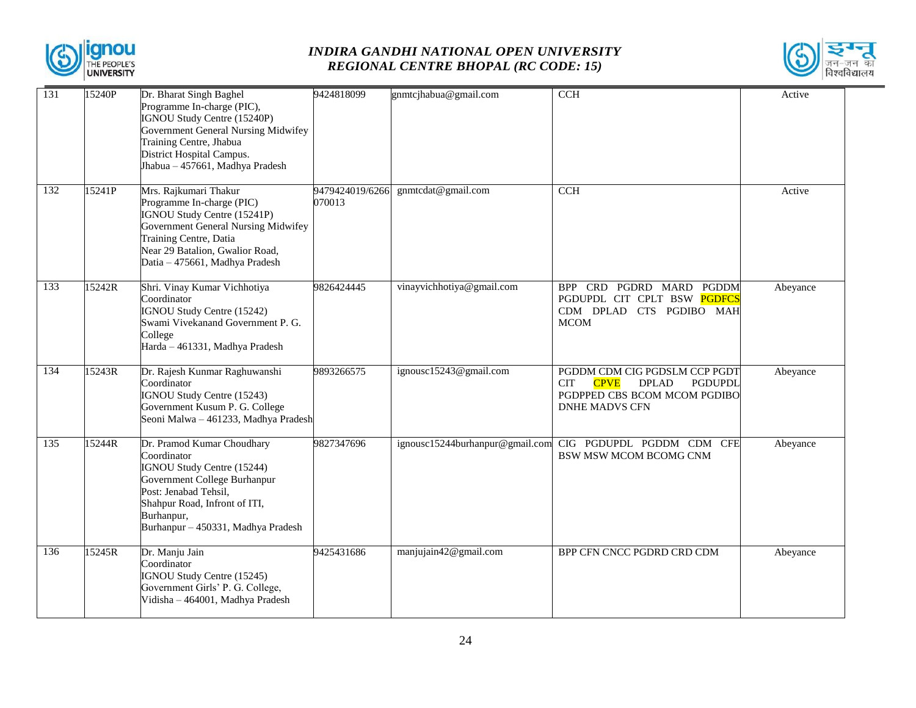| 131 | 15240P | Dr. Bharat Singh Baghel<br>Programme In-charge (PIC),<br>IGNOU Study Centre (15240P)<br>Government General Nursing Midwifey Training Centre, Jhabua<br>District Hospital Campus.<br>Jhabua – 457661, Madhya Pradesh | 9424818099 | gnmtcjhabua@gmail.com | CCH | Active |
|---|---|---|---|---|---|---|
| 132 | 15241P | Mrs. Rajkumari Thakur<br>Programme In-charge (PIC)<br>IGNOU Study Centre (15241P)<br>Government General Nursing Midwifey Training Centre, Datia<br>Near 29 Batalion, Gwalior Road,<br>Datia – 475661, Madhya Pradesh | 9479424019/6266070013 | gnmtcdat@gmail.com | CCH | Active |
| 133 | 15242R | Shri. Vinay Kumar Vichhotiya<br>Coordinator<br>IGNOU Study Centre (15242)<br>Swami Vivekanand Government P. G. College<br>Harda – 461331, Madhya Pradesh | 9826424445 | vinayvichhotiya@gmail.com | BPP CRD PGDRD MARD PGDDM PGDUPDL CIT CPLT BSW PGDFCS CDM DPLAD CTS PGDIBO MAH MCOM | Abeyance |
| 134 | 15243R | Dr. Rajesh Kunmar Raghuwanshi<br>Coordinator<br>IGNOU Study Centre (15243)<br>Government Kusum P. G. College<br>Seoni Malwa – 461233, Madhya Pradesh | 9893266575 | ignousc15243@gmail.com | PGDDM CDM CIG PGDSLM CCP PGDT CIT CPVE DPLAD PGDUPDL PGDPPED CBS BCOM MCOM PGDIBO DNHE MADVS CFN | Abeyance |
| 135 | 15244R | Dr. Pramod Kumar Choudhary<br>Coordinator<br>IGNOU Study Centre (15244)<br>Government College Burhanpur<br>Post: Jenabad Tehsil,<br>Shahpur Road, Infront of ITI,<br>Burhanpur,<br>Burhanpur – 450331, Madhya Pradesh | 9827347696 | ignousc15244burhanpur@gmail.com | CIG PGDUPDL PGDDM CDM CFE BSW MSW MCOM BCOMG CNM | Abeyance |
| 136 | 15245R | Dr. Manju Jain<br>Coordinator<br>IGNOU Study Centre (15245)<br>Government Girls' P. G. College,<br>Vidisha – 464001, Madhya Pradesh | 9425431686 | manjujain42@gmail.com | BPP CFN CNCC PGDRD CRD CDM | Abeyance |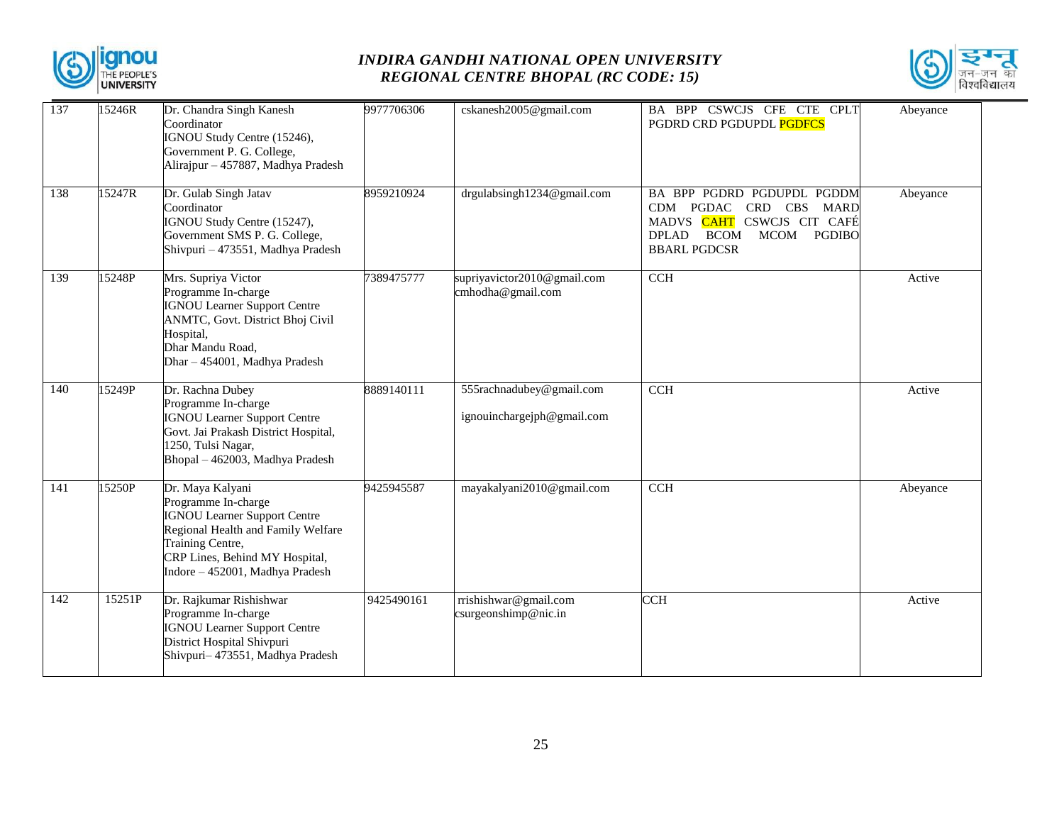| 137 | 15246R | Dr. Chandra Singh Kanesh<br>Coordinator<br>IGNOU Study Centre (15246),<br>Government P. G. College,<br>Alirajpur – 457887, Madhya Pradesh | 9977706306 | cskanesh2005@gmail.com | BA BPP CSWCJS CFE CTE CPLT PGDRD CRD PGDUPDL PGDFCS | Abeyance |
|---|---|---|---|---|---|---|
| 138 | 15247R | Dr. Gulab Singh Jatav<br>Coordinator<br>IGNOU Study Centre (15247),<br>Government SMS P. G. College,<br>Shivpuri – 473551, Madhya Pradesh | 8959210924 | drgulabsingh1234@gmail.com | BA BPP PGDRD PGDUPDL PGDDM CDM PGDAC CRD CBS MARD MADVS CAHT CSWCJS CIT CAFÉ DPLAD BCOM MCOM PGDIBO BBARL PGDCSR | Abeyance |
| 139 | 15248P | Mrs. Supriya Victor<br>Programme In-charge<br>IGNOU Learner Support Centre<br>ANMTC, Govt. District Bhoj Civil Hospital,<br>Dhar Mandu Road,<br>Dhar – 454001, Madhya Pradesh | 7389475777 | supriyavictor2010@gmail.com<br>cmhodha@gmail.com | CCH | Active |
| 140 | 15249P | Dr. Rachna Dubey<br>Programme In-charge<br>IGNOU Learner Support Centre<br>Govt. Jai Prakash District Hospital,<br>1250, Tulsi Nagar,<br>Bhopal – 462003, Madhya Pradesh | 8889140111 | 555rachnadubey@gmail.com<br>ignouinchargejph@gmail.com | CCH | Active |
| 141 | 15250P | Dr. Maya Kalyani<br>Programme In-charge<br>IGNOU Learner Support Centre<br>Regional Health and Family Welfare Training Centre,<br>CRP Lines, Behind MY Hospital,<br>Indore – 452001, Madhya Pradesh | 9425945587 | mayakalyani2010@gmail.com | CCH | Abeyance |
| 142 | 15251P | Dr. Rajkumar Rishishwar<br>Programme In-charge<br>IGNOU Learner Support Centre<br>District Hospital Shivpuri<br>Shivpuri– 473551, Madhya Pradesh | 9425490161 | rrishishwar@gmail.com<br>csurgeonshimp@nic.in | CCH | Active |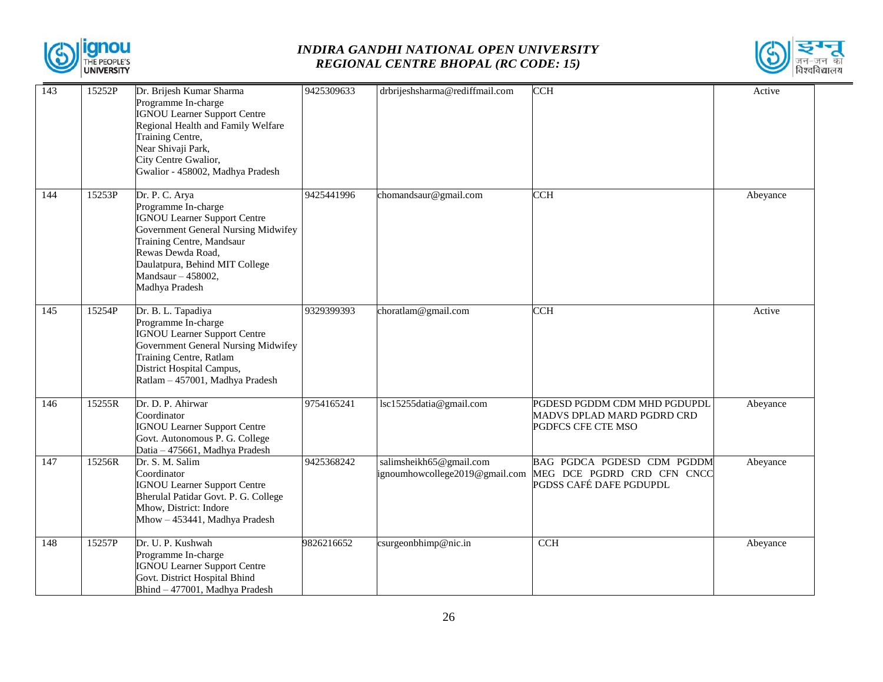| 143 | 15252P | Dr. Brijesh Kumar Sharma<br>Programme In-charge<br>IGNOU Learner Support Centre<br>Regional Health and Family Welfare Training Centre,<br>Near Shivaji Park,<br>City Centre Gwalior,<br>Gwalior - 458002, Madhya Pradesh | 9425309633 | drbrijeshsharma@rediffmail.com | CCH | Active |
|---|---|---|---|---|---|---|
| 144 | 15253P | Dr. P. C. Arya<br>Programme In-charge<br>IGNOU Learner Support Centre<br>Government General Nursing Midwifey Training Centre, Mandsaur<br>Rewas Dewda Road,<br>Daulatpura, Behind MIT College<br>Mandsaur – 458002,<br>Madhya Pradesh | 9425441996 | chomandsaur@gmail.com | CCH | Abeyance |
| 145 | 15254P | Dr. B. L. Tapadiya<br>Programme In-charge<br>IGNOU Learner Support Centre<br>Government General Nursing Midwifey Training Centre, Ratlam<br>District Hospital Campus,<br>Ratlam – 457001, Madhya Pradesh | 9329399393 | choratlam@gmail.com | CCH | Active |
| 146 | 15255R | Dr. D. P. Ahirwar<br>Coordinator<br>IGNOU Learner Support Centre<br>Govt. Autonomous P. G. College<br>Datia – 475661, Madhya Pradesh | 9754165241 | lsc15255datia@gmail.com | PGDESD PGDDM CDM MHD PGDUPDL MADVS DPLAD MARD PGDRD CRD PGDFCS CFE CTE MSO | Abeyance |
| 147 | 15256R | Dr. S. M. Salim<br>Coordinator<br>IGNOU Learner Support Centre<br>Bherulal Patidar Govt. P. G. College<br>Mhow, District: Indore<br>Mhow – 453441, Madhya Pradesh | 9425368242 | salimsheikh65@gmail.com<br>ignoumhowcollege2019@gmail.com | BAG PGDCA PGDESD CDM PGDDM MEG DCE PGDRD CRD CFN CNCC PGDSS CAFÉ DAFE PGDUPDL | Abeyance |
| 148 | 15257P | Dr. U. P. Kushwah<br>Programme In-charge<br>IGNOU Learner Support Centre<br>Govt. District Hospital Bhind<br>Bhind – 477001, Madhya Pradesh | 9826216652 | csurgeonbhimp@nic.in | CCH | Abeyance |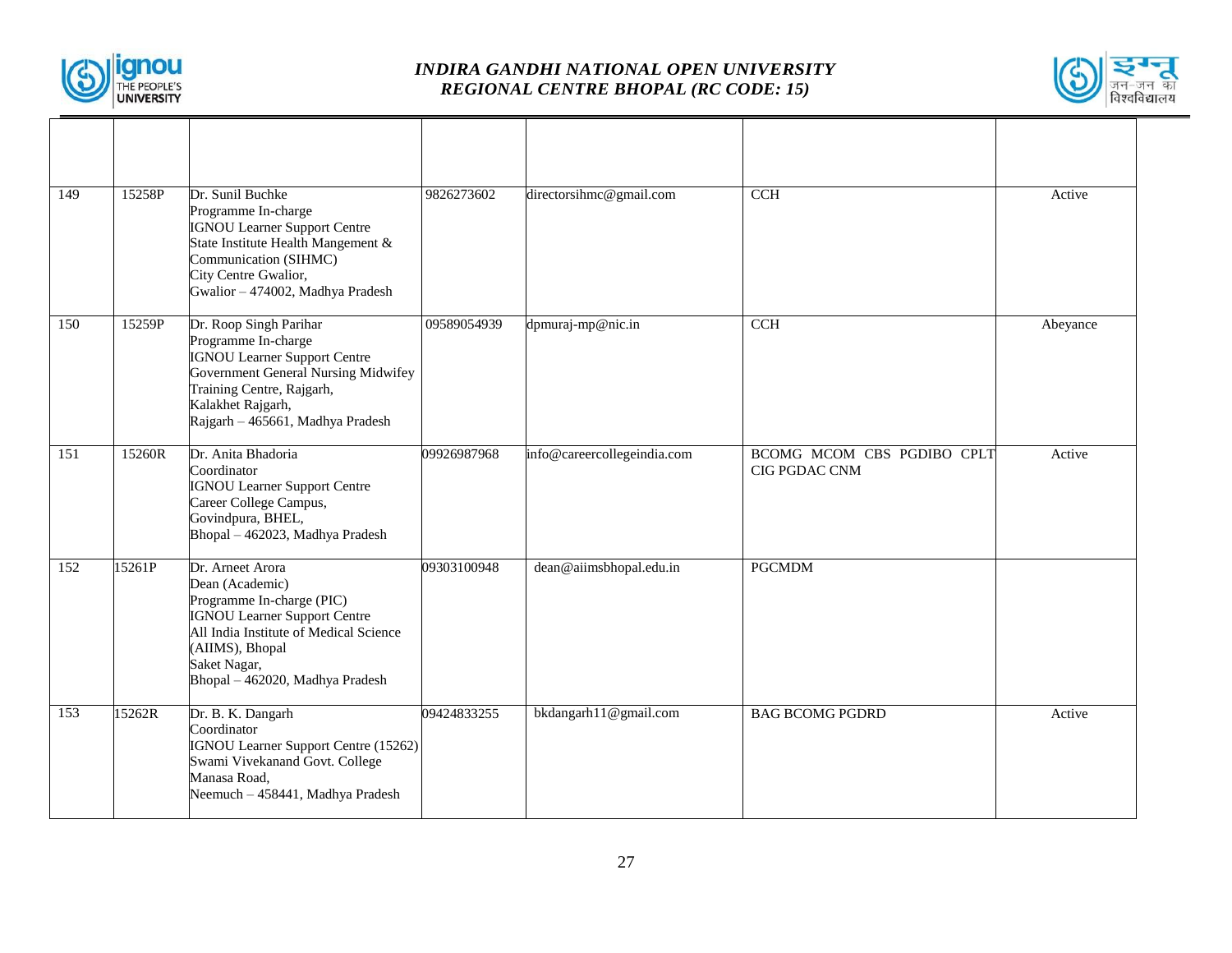| | | | | | | |
|---|---|---|---|---|---|---|
| 149 | 15258P | Dr. Sunil Buchke<br>Programme In-charge<br>IGNOU Learner Support Centre<br>State Institute Health Mangement & Communication (SIHMC)<br>City Centre Gwalior,<br>Gwalior – 474002, Madhya Pradesh | 9826273602 | directorsihmc@gmail.com | CCH | Active |
| 150 | 15259P | Dr. Roop Singh Parihar<br>Programme In-charge<br>IGNOU Learner Support Centre<br>Government General Nursing Midwifey Training Centre, Rajgarh,<br>Kalakhet Rajgarh,<br>Rajgarh – 465661, Madhya Pradesh | 09589054939 | dpmuraj-mp@nic.in | CCH | Abeyance |
| 151 | 15260R | Dr. Anita Bhadoria<br>Coordinator<br>IGNOU Learner Support Centre<br>Career College Campus,<br>Govindpura, BHEL,<br>Bhopal – 462023, Madhya Pradesh | 09926987968 | info@careercollegeindia.com | BCOMG MCOM CBS PGDIBO CPLT CIG PGDAC CNM | Active |
| 152 | 15261P | Dr. Arneet Arora<br>Dean (Academic)<br>Programme In-charge (PIC)<br>IGNOU Learner Support Centre<br>All India Institute of Medical Science (AIIMS), Bhopal<br>Saket Nagar,<br>Bhopal – 462020, Madhya Pradesh | 09303100948 | dean@aiimsbhopal.edu.in | PGCMDM | |
| 153 | 15262R | Dr. B. K. Dangarh<br>Coordinator<br>IGNOU Learner Support Centre (15262)<br>Swami Vivekanand Govt. College<br>Manasa Road,<br>Neemuch – 458441, Madhya Pradesh | 09424833255 | bkdangarh11@gmail.com | BAG BCOMG PGDRD | Active |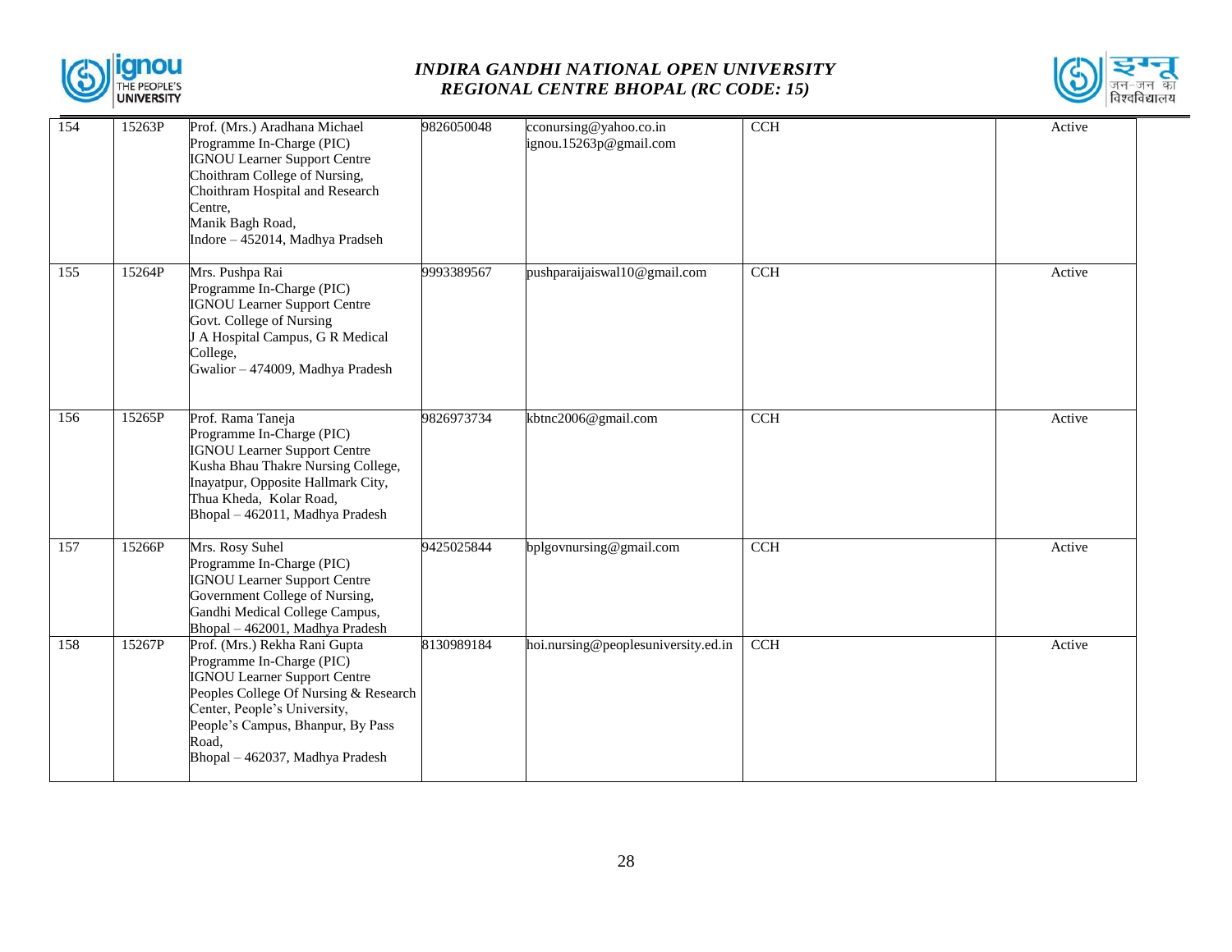| 154 | 15263P | Prof. (Mrs.) Aradhana Michael<br>Programme In-Charge (PIC)<br>IGNOU Learner Support Centre<br>Choithram College of Nursing,<br>Choithram Hospital and Research Centre,<br>Manik Bagh Road,<br>Indore – 452014, Madhya Pradseh | 9826050048 | cconursing@yahoo.co.in<br>ignou.15263p@gmail.com | CCH | Active |
|---|---|---|---|---|---|---|
| 155 | 15264P | Mrs. Pushpa Rai<br>Programme In-Charge (PIC)<br>IGNOU Learner Support Centre<br>Govt. College of Nursing<br>J A Hospital Campus, G R Medical College,<br>Gwalior – 474009, Madhya Pradesh | 9993389567 | pushparaijaiswal10@gmail.com | CCH | Active |
| 156 | 15265P | Prof. Rama Taneja<br>Programme In-Charge (PIC)<br>IGNOU Learner Support Centre<br>Kusha Bhau Thakre Nursing College,<br>Inayatpur, Opposite Hallmark City,<br>Thua Kheda, Kolar Road,<br>Bhopal – 462011, Madhya Pradesh | 9826973734 | kbtnc2006@gmail.com | CCH | Active |
| 157 | 15266P | Mrs. Rosy Suhel<br>Programme In-Charge (PIC)<br>IGNOU Learner Support Centre<br>Government College of Nursing,<br>Gandhi Medical College Campus,<br>Bhopal – 462001, Madhya Pradesh | 9425025844 | bplgovnursing@gmail.com | CCH | Active |
| 158 | 15267P | Prof. (Mrs.) Rekha Rani Gupta<br>Programme In-Charge (PIC)<br>IGNOU Learner Support Centre<br>Peoples College Of Nursing & Research Center, People's University,<br>People's Campus, Bhanpur, By Pass Road,<br>Bhopal – 462037, Madhya Pradesh | 8130989184 | hoi.nursing@peoplesuniversity.ed.in | CCH | Active |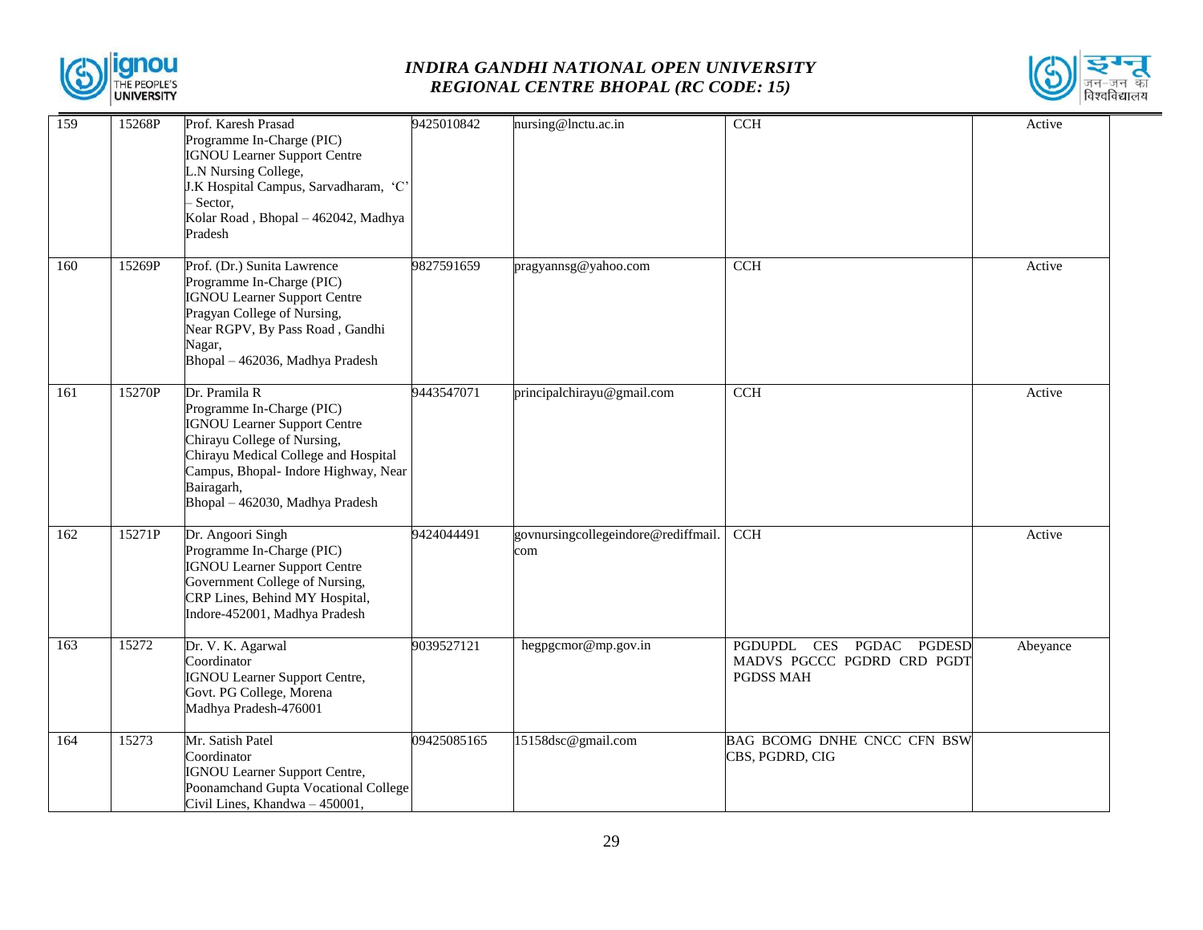| 159 | 15268P | Prof. Karesh Prasad<br>Programme In-Charge (PIC)<br>IGNOU Learner Support Centre<br>L.N Nursing College,<br>J.K Hospital Campus, Sarvadharam, 'C' – Sector,<br>Kolar Road , Bhopal – 462042, Madhya Pradesh | 9425010842 | nursing@lnctu.ac.in | CCH | Active |
|---|---|---|---|---|---|---|
| 160 | 15269P | Prof. (Dr.) Sunita Lawrence<br>Programme In-Charge (PIC)<br>IGNOU Learner Support Centre<br>Pragyan College of Nursing,<br>Near RGPV, By Pass Road , Gandhi Nagar,<br>Bhopal – 462036, Madhya Pradesh | 9827591659 | pragyannsg@yahoo.com | CCH | Active |
| 161 | 15270P | Dr. Pramila R<br>Programme In-Charge (PIC)<br>IGNOU Learner Support Centre<br>Chirayu College of Nursing,<br>Chirayu Medical College and Hospital Campus, Bhopal- Indore Highway, Near Bairagarh,<br>Bhopal – 462030, Madhya Pradesh | 9443547071 | principalchirayu@gmail.com | CCH | Active |
| 162 | 15271P | Dr. Angoori Singh<br>Programme In-Charge (PIC)<br>IGNOU Learner Support Centre<br>Government College of Nursing,<br>CRP Lines, Behind MY Hospital,<br>Indore-452001, Madhya Pradesh | 9424044491 | govnursingcollegeindore@rediffmail.com | CCH | Active |
| 163 | 15272 | Dr. V. K. Agarwal<br>Coordinator<br>IGNOU Learner Support Centre,<br>Govt. PG College, Morena<br>Madhya Pradesh-476001 | 9039527121 | hegpgcmor@mp.gov.in | PGDUPDL CES PGDAC PGDESD MADVS PGCCC PGDRD CRD PGDT PGDSS MAH | Abeyance |
| 164 | 15273 | Mr. Satish Patel<br>Coordinator<br>IGNOU Learner Support Centre,<br>Poonamchand Gupta Vocational College<br>Civil Lines, Khandwa – 450001, | 09425085165 | 15158dsc@gmail.com | BAG BCOMG DNHE CNCC CFN BSW CBS, PGDRD, CIG | |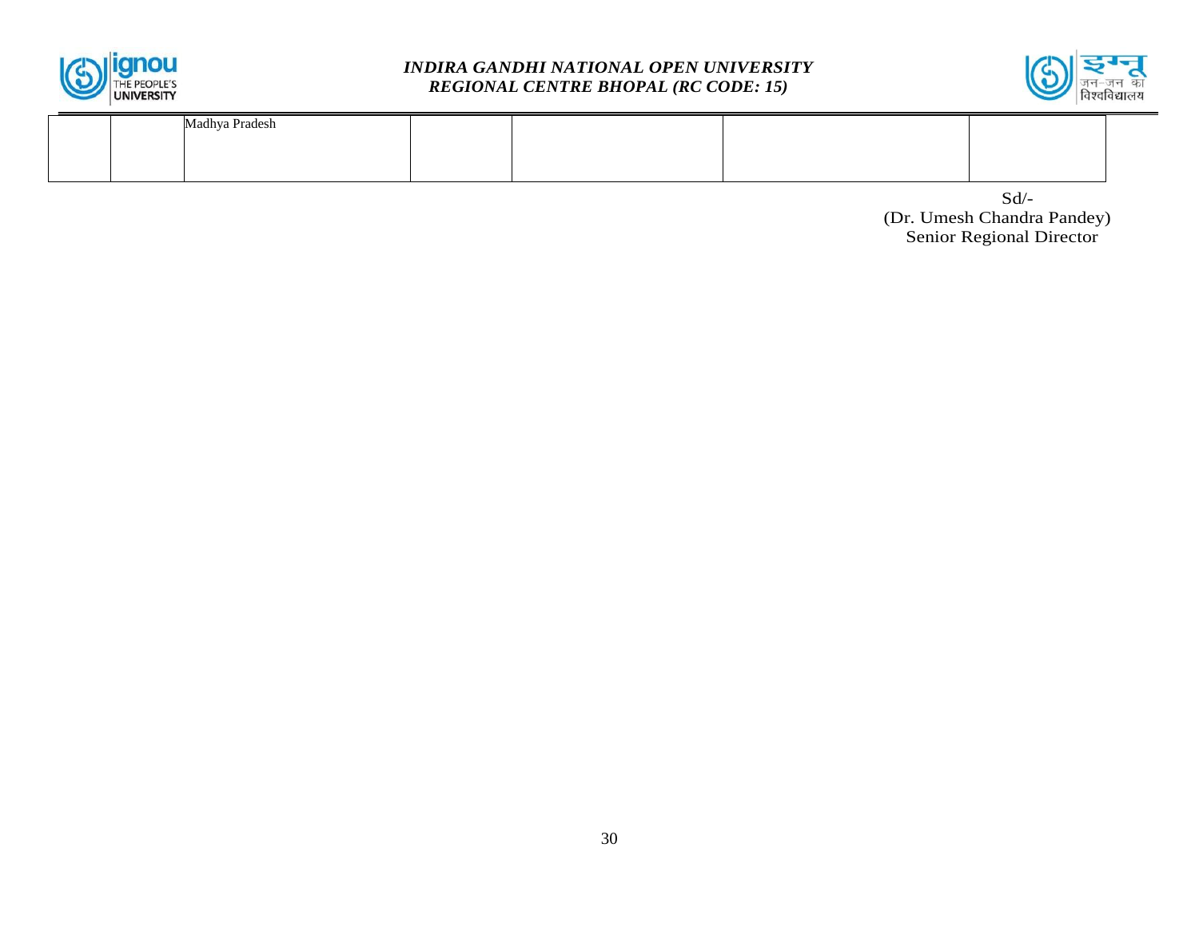| | | | | | | |
|---|---|---|---|---|---|---|
| | | Madhya Pradesh | | | | |

Sd/-
(Dr. Umesh Chandra Pandey)
Senior Regional Director